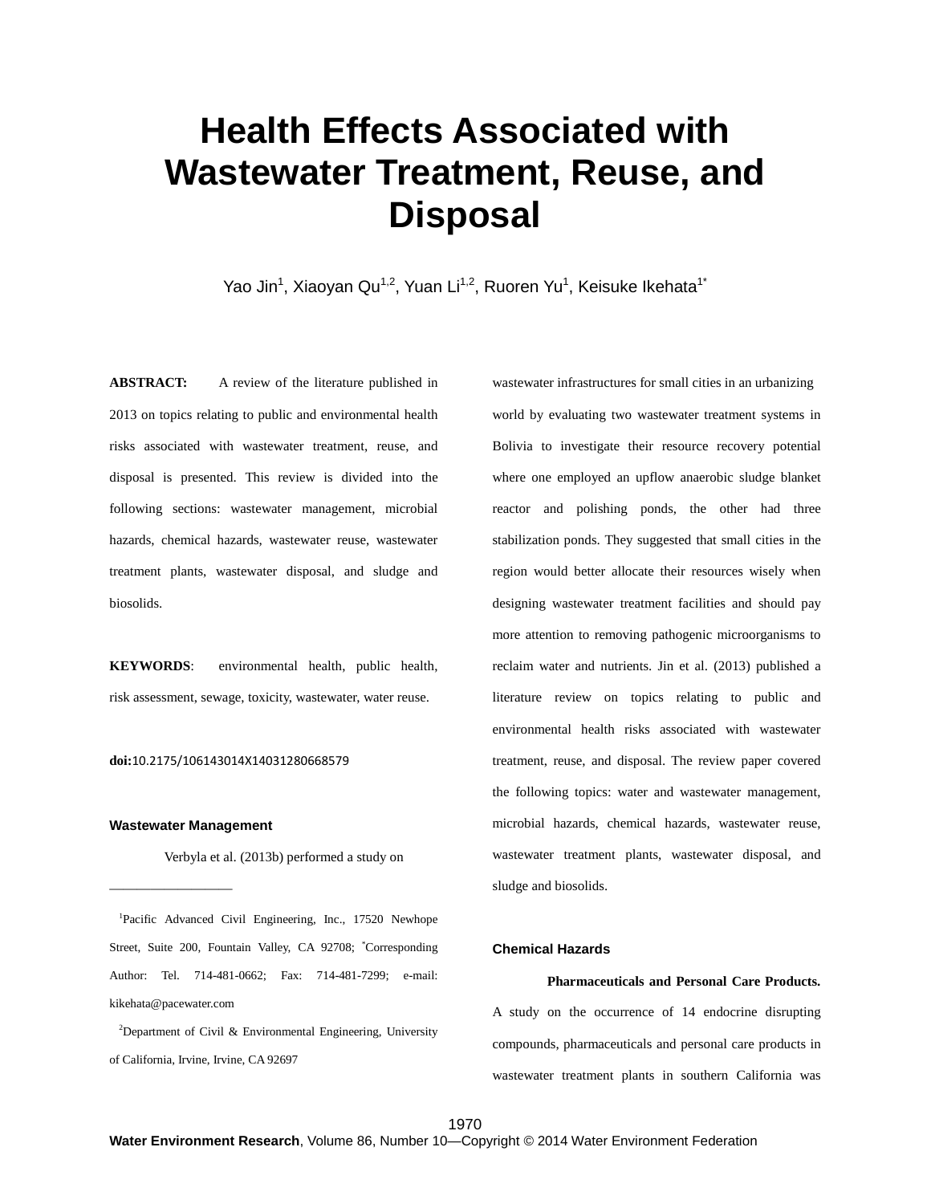# Health Effects Associated with Wastewater Treatment, Reuse, and Disposal

Yao Jin[1], Xiaoyan Qu[1,2], Yuan Li[1,2], Ruoren Yu[1], Keisuke Ikehata[1*]

**ABSTRACT:** A review of the literature published in 2013 on topics relating to public and environmental health risks associated with wastewater treatment, reuse, and disposal is presented. This review is divided into the following sections: wastewater management, microbial hazards, chemical hazards, wastewater reuse, wastewater treatment plants, wastewater disposal, and sludge and biosolids.

**KEYWORDS**: environmental health, public health, risk assessment, sewage, toxicity, wastewater, water reuse.

**doi:**10.2175/106143014X14031280668579

### Wastewater Management

Verbyla et al. (2013b) performed a study on wastewater infrastructures for small cities in an urbanizing world by evaluating two wastewater treatment systems in Bolivia to investigate their resource recovery potential where one employed an upflow anaerobic sludge blanket reactor and polishing ponds, the other had three stabilization ponds. They suggested that small cities in the region would better allocate their resources wisely when designing wastewater treatment facilities and should pay more attention to removing pathogenic microorganisms to reclaim water and nutrients. Jin et al. (2013) published a literature review on topics relating to public and environmental health risks associated with wastewater treatment, reuse, and disposal. The review paper covered the following topics: water and wastewater management, microbial hazards, chemical hazards, wastewater reuse, wastewater treatment plants, wastewater disposal, and sludge and biosolids.

### Chemical Hazards

**Pharmaceuticals and Personal Care Products.** A study on the occurrence of 14 endocrine disrupting compounds, pharmaceuticals and personal care products in wastewater treatment plants in southern California was

---

[1]Pacific Advanced Civil Engineering, Inc., 17520 Newhope Street, Suite 200, Fountain Valley, CA 92708; *Corresponding Author: Tel. 714-481-0662; Fax: 714-481-7299; e-mail: kikehata@pacewater.com

[2]Department of Civil & Environmental Engineering, University of California, Irvine, Irvine, CA 92697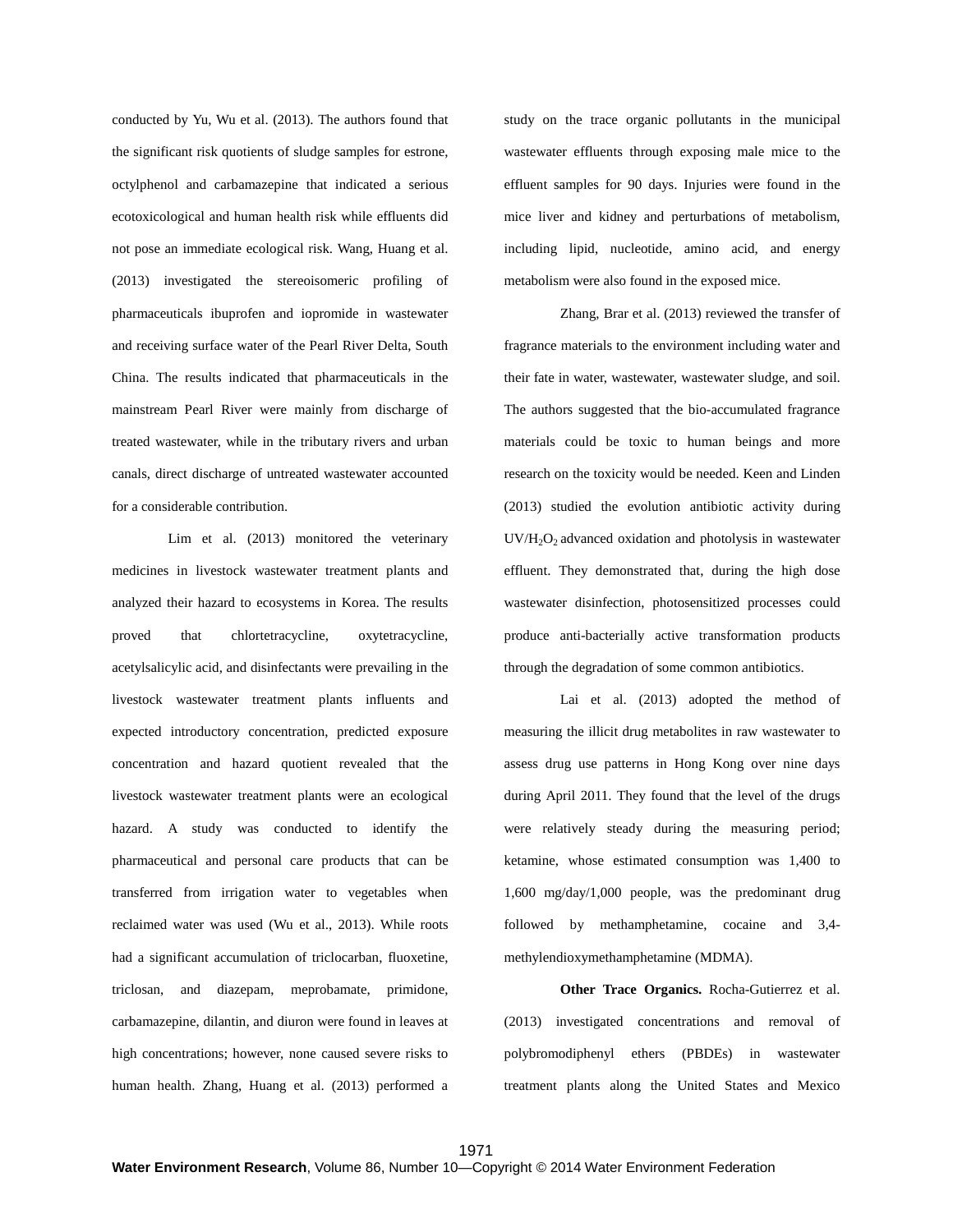conducted by Yu, Wu et al. (2013). The authors found that the significant risk quotients of sludge samples for estrone, octylphenol and carbamazepine that indicated a serious ecotoxicological and human health risk while effluents did not pose an immediate ecological risk. Wang, Huang et al. (2013) investigated the stereoisomeric profiling of pharmaceuticals ibuprofen and iopromide in wastewater and receiving surface water of the Pearl River Delta, South China. The results indicated that pharmaceuticals in the mainstream Pearl River were mainly from discharge of treated wastewater, while in the tributary rivers and urban canals, direct discharge of untreated wastewater accounted for a considerable contribution.

Lim et al. (2013) monitored the veterinary medicines in livestock wastewater treatment plants and analyzed their hazard to ecosystems in Korea. The results proved that chlortetracycline, oxytetracycline, acetylsalicylic acid, and disinfectants were prevailing in the livestock wastewater treatment plants influents and expected introductory concentration, predicted exposure concentration and hazard quotient revealed that the livestock wastewater treatment plants were an ecological hazard. A study was conducted to identify the pharmaceutical and personal care products that can be transferred from irrigation water to vegetables when reclaimed water was used (Wu et al., 2013). While roots had a significant accumulation of triclocarban, fluoxetine, triclosan, and diazepam, meprobamate, primidone, carbamazepine, dilantin, and diuron were found in leaves at high concentrations; however, none caused severe risks to human health. Zhang, Huang et al. (2013) performed a study on the trace organic pollutants in the municipal wastewater effluents through exposing male mice to the effluent samples for 90 days. Injuries were found in the mice liver and kidney and perturbations of metabolism, including lipid, nucleotide, amino acid, and energy metabolism were also found in the exposed mice.

Zhang, Brar et al. (2013) reviewed the transfer of fragrance materials to the environment including water and their fate in water, wastewater, wastewater sludge, and soil. The authors suggested that the bio-accumulated fragrance materials could be toxic to human beings and more research on the toxicity would be needed. Keen and Linden (2013) studied the evolution antibiotic activity during $UV/H_2O_2$ advanced oxidation and photolysis in wastewater effluent. They demonstrated that, during the high dose wastewater disinfection, photosensitized processes could produce anti-bacterially active transformation products through the degradation of some common antibiotics.

Lai et al. (2013) adopted the method of measuring the illicit drug metabolites in raw wastewater to assess drug use patterns in Hong Kong over nine days during April 2011. They found that the level of the drugs were relatively steady during the measuring period; ketamine, whose estimated consumption was 1,400 to 1,600 mg/day/1,000 people, was the predominant drug followed by methamphetamine, cocaine and 3,4-methylendioxymethamphetamine (MDMA).

**Other Trace Organics.** Rocha-Gutierrez et al. (2013) investigated concentrations and removal of polybromodiphenyl ethers (PBDEs) in wastewater treatment plants along the United States and Mexico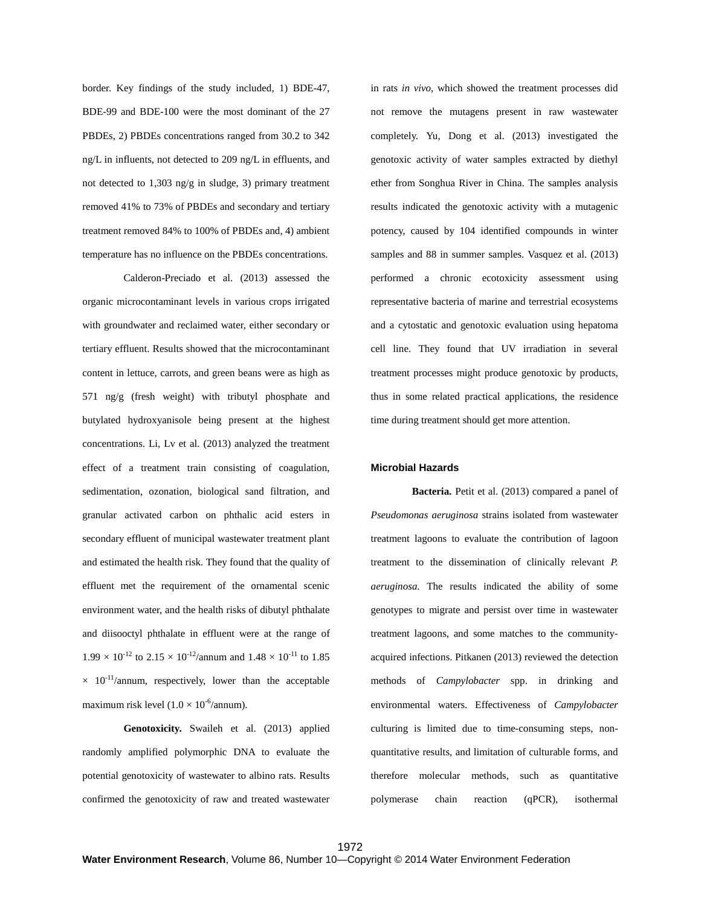border. Key findings of the study included, 1) BDE-47, BDE-99 and BDE-100 were the most dominant of the 27 PBDEs, 2) PBDEs concentrations ranged from 30.2 to 342 ng/L in influents, not detected to 209 ng/L in effluents, and not detected to 1,303 ng/g in sludge, 3) primary treatment removed 41% to 73% of PBDEs and secondary and tertiary treatment removed 84% to 100% of PBDEs and, 4) ambient temperature has no influence on the PBDEs concentrations.

Calderon-Preciado et al. (2013) assessed the organic microcontaminant levels in various crops irrigated with groundwater and reclaimed water, either secondary or tertiary effluent. Results showed that the microcontaminant content in lettuce, carrots, and green beans were as high as 571 ng/g (fresh weight) with tributyl phosphate and butylated hydroxyanisole being present at the highest concentrations. Li, Lv et al. (2013) analyzed the treatment effect of a treatment train consisting of coagulation, sedimentation, ozonation, biological sand filtration, and granular activated carbon on phthalic acid esters in secondary effluent of municipal wastewater treatment plant and estimated the health risk. They found that the quality of effluent met the requirement of the ornamental scenic environment water, and the health risks of dibutyl phthalate and diisooctyl phthalate in effluent were at the range of $1.99 \times 10^{-12}$ to $2.15 \times 10^{-12}$/annum and $1.48 \times 10^{-11}$ to $1.85 \times 10^{-11}$/annum, respectively, lower than the acceptable maximum risk level ($1.0 \times 10^{-6}$/annum).

**Genotoxicity.** Swaileh et al. (2013) applied randomly amplified polymorphic DNA to evaluate the potential genotoxicity of wastewater to albino rats. Results confirmed the genotoxicity of raw and treated wastewater in rats *in vivo*, which showed the treatment processes did not remove the mutagens present in raw wastewater completely. Yu, Dong et al. (2013) investigated the genotoxic activity of water samples extracted by diethyl ether from Songhua River in China. The samples analysis results indicated the genotoxic activity with a mutagenic potency, caused by 104 identified compounds in winter samples and 88 in summer samples. Vasquez et al. (2013) performed a chronic ecotoxicity assessment using representative bacteria of marine and terrestrial ecosystems and a cytostatic and genotoxic evaluation using hepatoma cell line. They found that UV irradiation in several treatment processes might produce genotoxic by products, thus in some related practical applications, the residence time during treatment should get more attention.

### Microbial Hazards

**Bacteria.** Petit et al. (2013) compared a panel of *Pseudomonas aeruginosa* strains isolated from wastewater treatment lagoons to evaluate the contribution of lagoon treatment to the dissemination of clinically relevant *P. aeruginosa.* The results indicated the ability of some genotypes to migrate and persist over time in wastewater treatment lagoons, and some matches to the community-acquired infections. Pitkanen (2013) reviewed the detection methods of *Campylobacter* spp. in drinking and environmental waters. Effectiveness of *Campylobacter* culturing is limited due to time-consuming steps, non-quantitative results, and limitation of culturable forms, and therefore molecular methods, such as quantitative polymerase chain reaction (qPCR), isothermal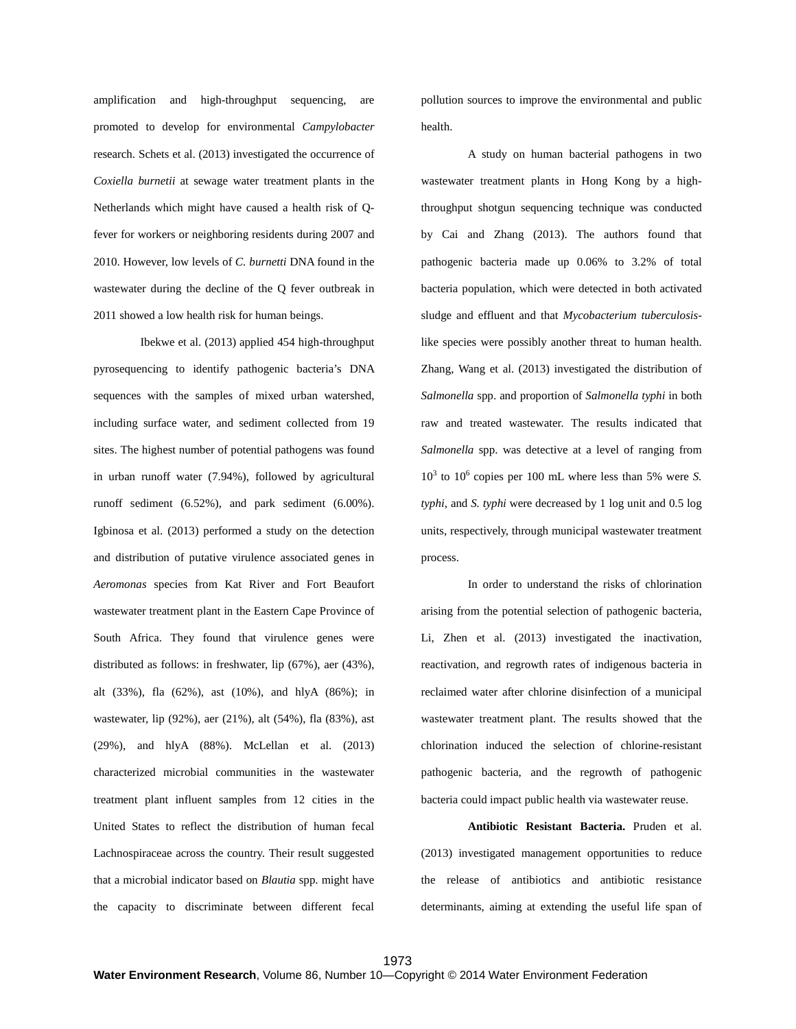amplification and high-throughput sequencing, are promoted to develop for environmental *Campylobacter* research. Schets et al. (2013) investigated the occurrence of *Coxiella burnetii* at sewage water treatment plants in the Netherlands which might have caused a health risk of Q-fever for workers or neighboring residents during 2007 and 2010. However, low levels of *C. burnetti* DNA found in the wastewater during the decline of the Q fever outbreak in 2011 showed a low health risk for human beings.

Ibekwe et al. (2013) applied 454 high-throughput pyrosequencing to identify pathogenic bacteria's DNA sequences with the samples of mixed urban watershed, including surface water, and sediment collected from 19 sites. The highest number of potential pathogens was found in urban runoff water (7.94%), followed by agricultural runoff sediment (6.52%), and park sediment (6.00%). Igbinosa et al. (2013) performed a study on the detection and distribution of putative virulence associated genes in *Aeromonas* species from Kat River and Fort Beaufort wastewater treatment plant in the Eastern Cape Province of South Africa. They found that virulence genes were distributed as follows: in freshwater, lip (67%), aer (43%), alt (33%), fla (62%), ast (10%), and hlyA (86%); in wastewater, lip (92%), aer (21%), alt (54%), fla (83%), ast (29%), and hlyA (88%). McLellan et al. (2013) characterized microbial communities in the wastewater treatment plant influent samples from 12 cities in the United States to reflect the distribution of human fecal Lachnospiraceae across the country. Their result suggested that a microbial indicator based on *Blautia* spp. might have the capacity to discriminate between different fecal pollution sources to improve the environmental and public health.

A study on human bacterial pathogens in two wastewater treatment plants in Hong Kong by a high-throughput shotgun sequencing technique was conducted by Cai and Zhang (2013). The authors found that pathogenic bacteria made up 0.06% to 3.2% of total bacteria population, which were detected in both activated sludge and effluent and that *Mycobacterium tuberculosis*-like species were possibly another threat to human health. Zhang, Wang et al. (2013) investigated the distribution of *Salmonella* spp. and proportion of *Salmonella typhi* in both raw and treated wastewater. The results indicated that *Salmonella* spp. was detective at a level of ranging from $10^3$ to $10^6$ copies per 100 mL where less than 5% were *S. typhi*, and *S. typhi* were decreased by 1 log unit and 0.5 log units, respectively, through municipal wastewater treatment process.

In order to understand the risks of chlorination arising from the potential selection of pathogenic bacteria, Li, Zhen et al. (2013) investigated the inactivation, reactivation, and regrowth rates of indigenous bacteria in reclaimed water after chlorine disinfection of a municipal wastewater treatment plant. The results showed that the chlorination induced the selection of chlorine-resistant pathogenic bacteria, and the regrowth of pathogenic bacteria could impact public health via wastewater reuse.

**Antibiotic Resistant Bacteria.** Pruden et al. (2013) investigated management opportunities to reduce the release of antibiotics and antibiotic resistance determinants, aiming at extending the useful life span of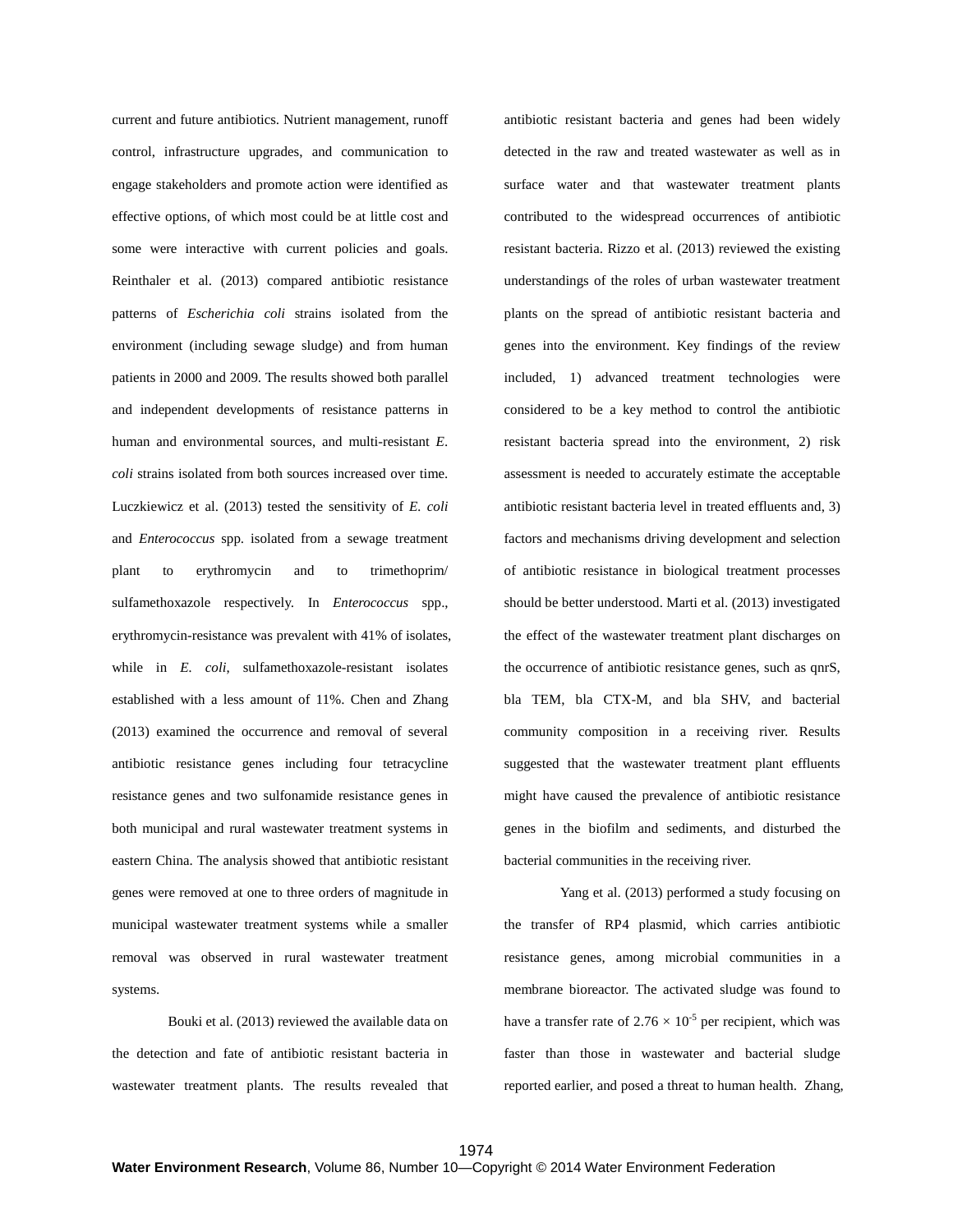current and future antibiotics. Nutrient management, runoff control, infrastructure upgrades, and communication to engage stakeholders and promote action were identified as effective options, of which most could be at little cost and some were interactive with current policies and goals. Reinthaler et al. (2013) compared antibiotic resistance patterns of *Escherichia coli* strains isolated from the environment (including sewage sludge) and from human patients in 2000 and 2009. The results showed both parallel and independent developments of resistance patterns in human and environmental sources, and multi-resistant *E. coli* strains isolated from both sources increased over time. Luczkiewicz et al. (2013) tested the sensitivity of *E. coli* and *Enterococcus* spp. isolated from a sewage treatment plant to erythromycin and to trimethoprim/ sulfamethoxazole respectively. In *Enterococcus* spp., erythromycin-resistance was prevalent with 41% of isolates, while in *E. coli,* sulfamethoxazole-resistant isolates established with a less amount of 11%. Chen and Zhang (2013) examined the occurrence and removal of several antibiotic resistance genes including four tetracycline resistance genes and two sulfonamide resistance genes in both municipal and rural wastewater treatment systems in eastern China. The analysis showed that antibiotic resistant genes were removed at one to three orders of magnitude in municipal wastewater treatment systems while a smaller removal was observed in rural wastewater treatment systems.

Bouki et al. (2013) reviewed the available data on the detection and fate of antibiotic resistant bacteria in wastewater treatment plants. The results revealed that antibiotic resistant bacteria and genes had been widely detected in the raw and treated wastewater as well as in surface water and that wastewater treatment plants contributed to the widespread occurrences of antibiotic resistant bacteria. Rizzo et al. (2013) reviewed the existing understandings of the roles of urban wastewater treatment plants on the spread of antibiotic resistant bacteria and genes into the environment. Key findings of the review included, 1) advanced treatment technologies were considered to be a key method to control the antibiotic resistant bacteria spread into the environment, 2) risk assessment is needed to accurately estimate the acceptable antibiotic resistant bacteria level in treated effluents and, 3) factors and mechanisms driving development and selection of antibiotic resistance in biological treatment processes should be better understood. Marti et al. (2013) investigated the effect of the wastewater treatment plant discharges on the occurrence of antibiotic resistance genes, such as qnrS, bla TEM, bla CTX-M, and bla SHV, and bacterial community composition in a receiving river. Results suggested that the wastewater treatment plant effluents might have caused the prevalence of antibiotic resistance genes in the biofilm and sediments, and disturbed the bacterial communities in the receiving river.

Yang et al. (2013) performed a study focusing on the transfer of RP4 plasmid, which carries antibiotic resistance genes, among microbial communities in a membrane bioreactor. The activated sludge was found to have a transfer rate of $2.76 \times 10^{-5}$ per recipient, which was faster than those in wastewater and bacterial sludge reported earlier, and posed a threat to human health. Zhang,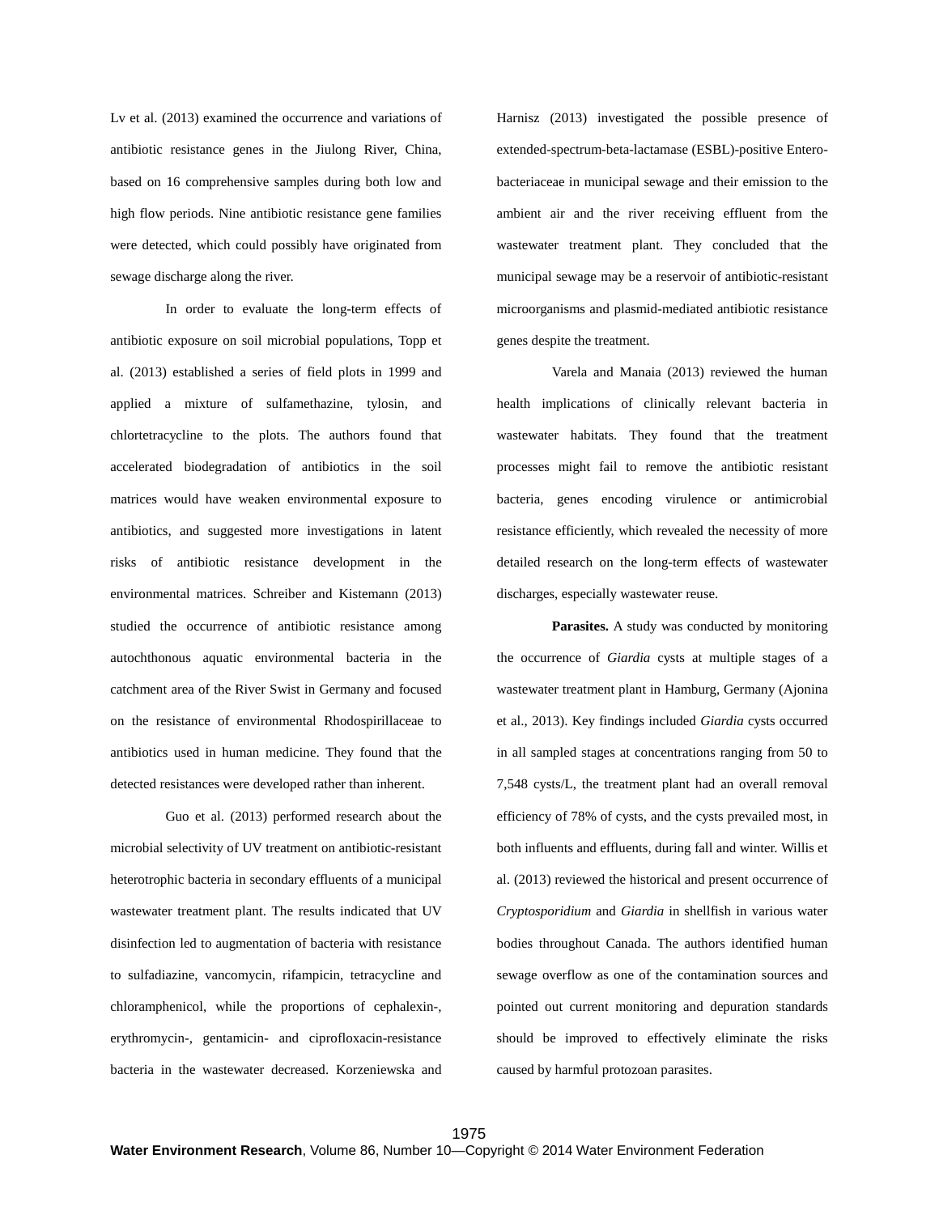Lv et al. (2013) examined the occurrence and variations of antibiotic resistance genes in the Jiulong River, China, based on 16 comprehensive samples during both low and high flow periods. Nine antibiotic resistance gene families were detected, which could possibly have originated from sewage discharge along the river.

In order to evaluate the long-term effects of antibiotic exposure on soil microbial populations, Topp et al. (2013) established a series of field plots in 1999 and applied a mixture of sulfamethazine, tylosin, and chlortetracycline to the plots. The authors found that accelerated biodegradation of antibiotics in the soil matrices would have weaken environmental exposure to antibiotics, and suggested more investigations in latent risks of antibiotic resistance development in the environmental matrices. Schreiber and Kistemann (2013) studied the occurrence of antibiotic resistance among autochthonous aquatic environmental bacteria in the catchment area of the River Swist in Germany and focused on the resistance of environmental Rhodospirillaceae to antibiotics used in human medicine. They found that the detected resistances were developed rather than inherent.

Guo et al. (2013) performed research about the microbial selectivity of UV treatment on antibiotic-resistant heterotrophic bacteria in secondary effluents of a municipal wastewater treatment plant. The results indicated that UV disinfection led to augmentation of bacteria with resistance to sulfadiazine, vancomycin, rifampicin, tetracycline and chloramphenicol, while the proportions of cephalexin-, erythromycin-, gentamicin- and ciprofloxacin-resistance bacteria in the wastewater decreased. Korzeniewska and Harnisz (2013) investigated the possible presence of extended-spectrum-beta-lactamase (ESBL)-positive Enterobacteriaceae in municipal sewage and their emission to the ambient air and the river receiving effluent from the wastewater treatment plant. They concluded that the municipal sewage may be a reservoir of antibiotic-resistant microorganisms and plasmid-mediated antibiotic resistance genes despite the treatment.

Varela and Manaia (2013) reviewed the human health implications of clinically relevant bacteria in wastewater habitats. They found that the treatment processes might fail to remove the antibiotic resistant bacteria, genes encoding virulence or antimicrobial resistance efficiently, which revealed the necessity of more detailed research on the long-term effects of wastewater discharges, especially wastewater reuse.

**Parasites.** A study was conducted by monitoring the occurrence of *Giardia* cysts at multiple stages of a wastewater treatment plant in Hamburg, Germany (Ajonina et al., 2013). Key findings included *Giardia* cysts occurred in all sampled stages at concentrations ranging from 50 to 7,548 cysts/L, the treatment plant had an overall removal efficiency of 78% of cysts, and the cysts prevailed most, in both influents and effluents, during fall and winter. Willis et al. (2013) reviewed the historical and present occurrence of *Cryptosporidium* and *Giardia* in shellfish in various water bodies throughout Canada. The authors identified human sewage overflow as one of the contamination sources and pointed out current monitoring and depuration standards should be improved to effectively eliminate the risks caused by harmful protozoan parasites.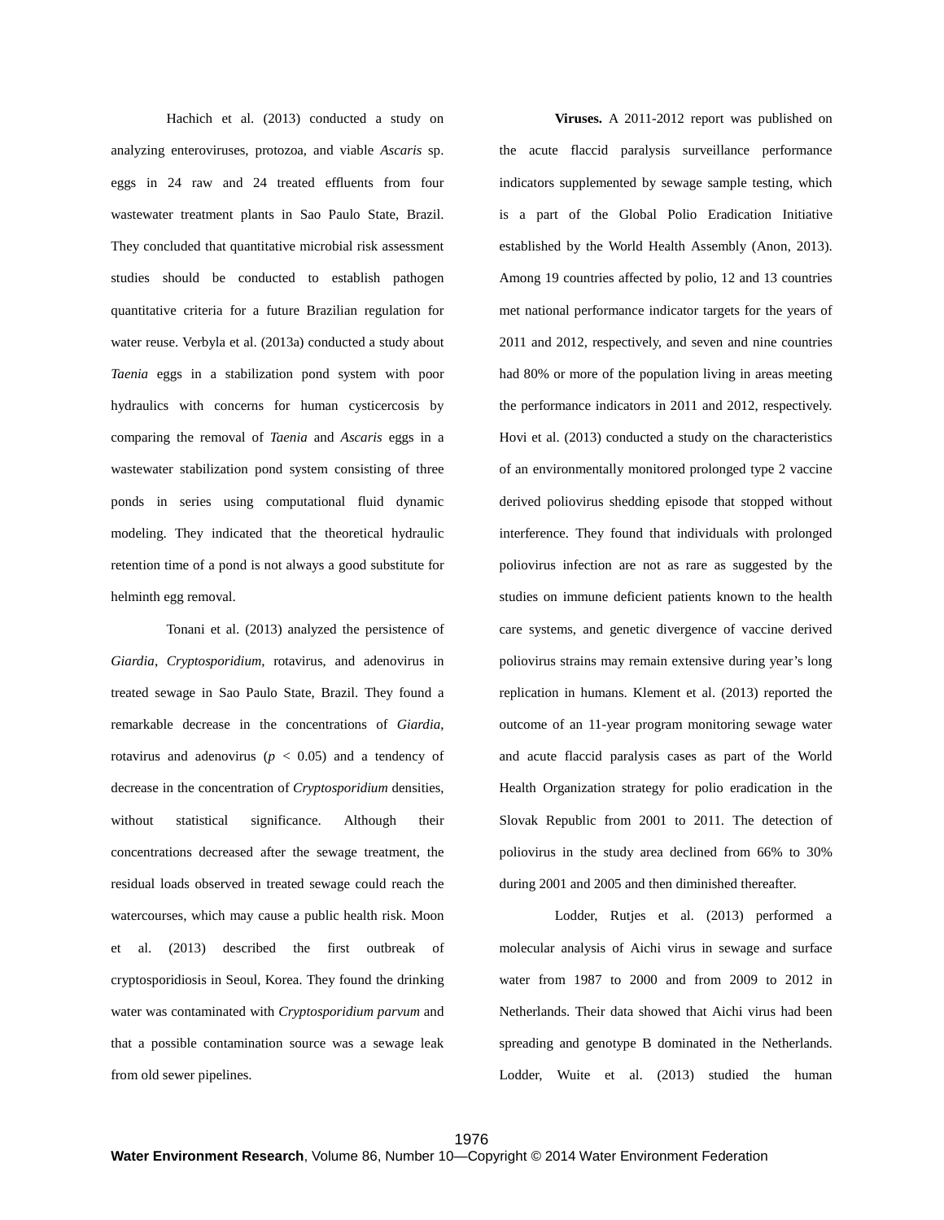Hachich et al. (2013) conducted a study on analyzing enteroviruses, protozoa, and viable *Ascaris* sp. eggs in 24 raw and 24 treated effluents from four wastewater treatment plants in Sao Paulo State, Brazil. They concluded that quantitative microbial risk assessment studies should be conducted to establish pathogen quantitative criteria for a future Brazilian regulation for water reuse. Verbyla et al. (2013a) conducted a study about *Taenia* eggs in a stabilization pond system with poor hydraulics with concerns for human cysticercosis by comparing the removal of *Taenia* and *Ascaris* eggs in a wastewater stabilization pond system consisting of three ponds in series using computational fluid dynamic modeling. They indicated that the theoretical hydraulic retention time of a pond is not always a good substitute for helminth egg removal.

Tonani et al. (2013) analyzed the persistence of *Giardia*, *Cryptosporidium*, rotavirus, and adenovirus in treated sewage in Sao Paulo State, Brazil. They found a remarkable decrease in the concentrations of *Giardia*, rotavirus and adenovirus ($p < 0.05$) and a tendency of decrease in the concentration of *Cryptosporidium* densities, without statistical significance. Although their concentrations decreased after the sewage treatment, the residual loads observed in treated sewage could reach the watercourses, which may cause a public health risk. Moon et al. (2013) described the first outbreak of cryptosporidiosis in Seoul, Korea. They found the drinking water was contaminated with *Cryptosporidium parvum* and that a possible contamination source was a sewage leak from old sewer pipelines.

**Viruses.** A 2011-2012 report was published on the acute flaccid paralysis surveillance performance indicators supplemented by sewage sample testing, which is a part of the Global Polio Eradication Initiative established by the World Health Assembly (Anon, 2013). Among 19 countries affected by polio, 12 and 13 countries met national performance indicator targets for the years of 2011 and 2012, respectively, and seven and nine countries had 80% or more of the population living in areas meeting the performance indicators in 2011 and 2012, respectively. Hovi et al. (2013) conducted a study on the characteristics of an environmentally monitored prolonged type 2 vaccine derived poliovirus shedding episode that stopped without interference. They found that individuals with prolonged poliovirus infection are not as rare as suggested by the studies on immune deficient patients known to the health care systems, and genetic divergence of vaccine derived poliovirus strains may remain extensive during year's long replication in humans. Klement et al. (2013) reported the outcome of an 11-year program monitoring sewage water and acute flaccid paralysis cases as part of the World Health Organization strategy for polio eradication in the Slovak Republic from 2001 to 2011. The detection of poliovirus in the study area declined from 66% to 30% during 2001 and 2005 and then diminished thereafter.

Lodder, Rutjes et al. (2013) performed a molecular analysis of Aichi virus in sewage and surface water from 1987 to 2000 and from 2009 to 2012 in Netherlands. Their data showed that Aichi virus had been spreading and genotype B dominated in the Netherlands. Lodder, Wuite et al. (2013) studied the human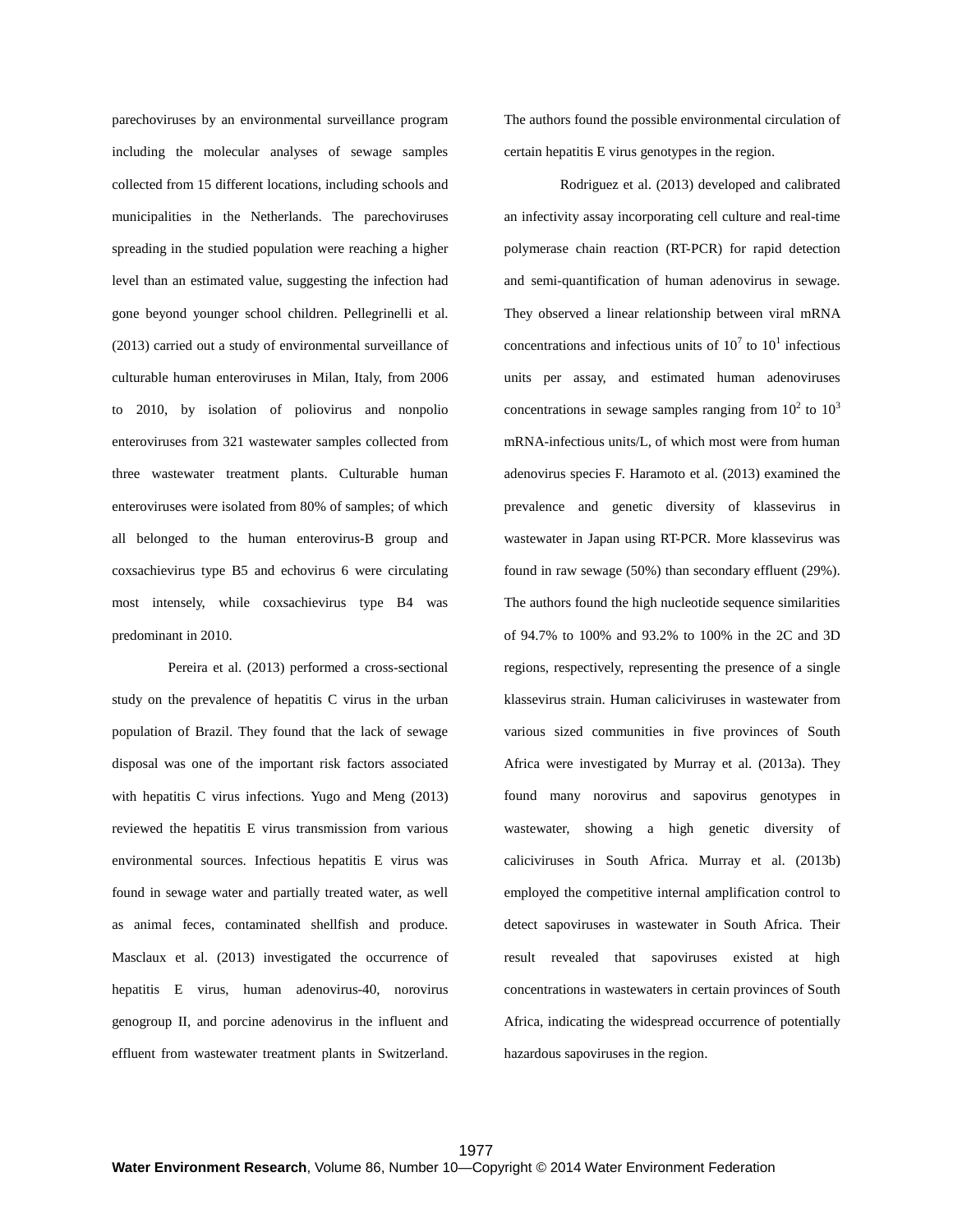parechoviruses by an environmental surveillance program including the molecular analyses of sewage samples collected from 15 different locations, including schools and municipalities in the Netherlands. The parechoviruses spreading in the studied population were reaching a higher level than an estimated value, suggesting the infection had gone beyond younger school children. Pellegrinelli et al. (2013) carried out a study of environmental surveillance of culturable human enteroviruses in Milan, Italy, from 2006 to 2010, by isolation of poliovirus and nonpolio enteroviruses from 321 wastewater samples collected from three wastewater treatment plants. Culturable human enteroviruses were isolated from 80% of samples; of which all belonged to the human enterovirus-B group and coxsachievirus type B5 and echovirus 6 were circulating most intensely, while coxsachievirus type B4 was predominant in 2010.

Pereira et al. (2013) performed a cross-sectional study on the prevalence of hepatitis C virus in the urban population of Brazil. They found that the lack of sewage disposal was one of the important risk factors associated with hepatitis C virus infections. Yugo and Meng (2013) reviewed the hepatitis E virus transmission from various environmental sources. Infectious hepatitis E virus was found in sewage water and partially treated water, as well as animal feces, contaminated shellfish and produce. Masclaux et al. (2013) investigated the occurrence of hepatitis E virus, human adenovirus-40, norovirus genogroup II, and porcine adenovirus in the influent and effluent from wastewater treatment plants in Switzerland. The authors found the possible environmental circulation of certain hepatitis E virus genotypes in the region.

Rodriguez et al. (2013) developed and calibrated an infectivity assay incorporating cell culture and real-time polymerase chain reaction (RT-PCR) for rapid detection and semi-quantification of human adenovirus in sewage. They observed a linear relationship between viral mRNA concentrations and infectious units of $10^7$ to $10^1$ infectious units per assay, and estimated human adenoviruses concentrations in sewage samples ranging from $10^2$ to $10^3$ mRNA-infectious units/L, of which most were from human adenovirus species F. Haramoto et al. (2013) examined the prevalence and genetic diversity of klassevirus in wastewater in Japan using RT-PCR. More klassevirus was found in raw sewage (50%) than secondary effluent (29%). The authors found the high nucleotide sequence similarities of 94.7% to 100% and 93.2% to 100% in the 2C and 3D regions, respectively, representing the presence of a single klassevirus strain. Human caliciviruses in wastewater from various sized communities in five provinces of South Africa were investigated by Murray et al. (2013a). They found many norovirus and sapovirus genotypes in wastewater, showing a high genetic diversity of caliciviruses in South Africa. Murray et al. (2013b) employed the competitive internal amplification control to detect sapoviruses in wastewater in South Africa. Their result revealed that sapoviruses existed at high concentrations in wastewaters in certain provinces of South Africa, indicating the widespread occurrence of potentially hazardous sapoviruses in the region.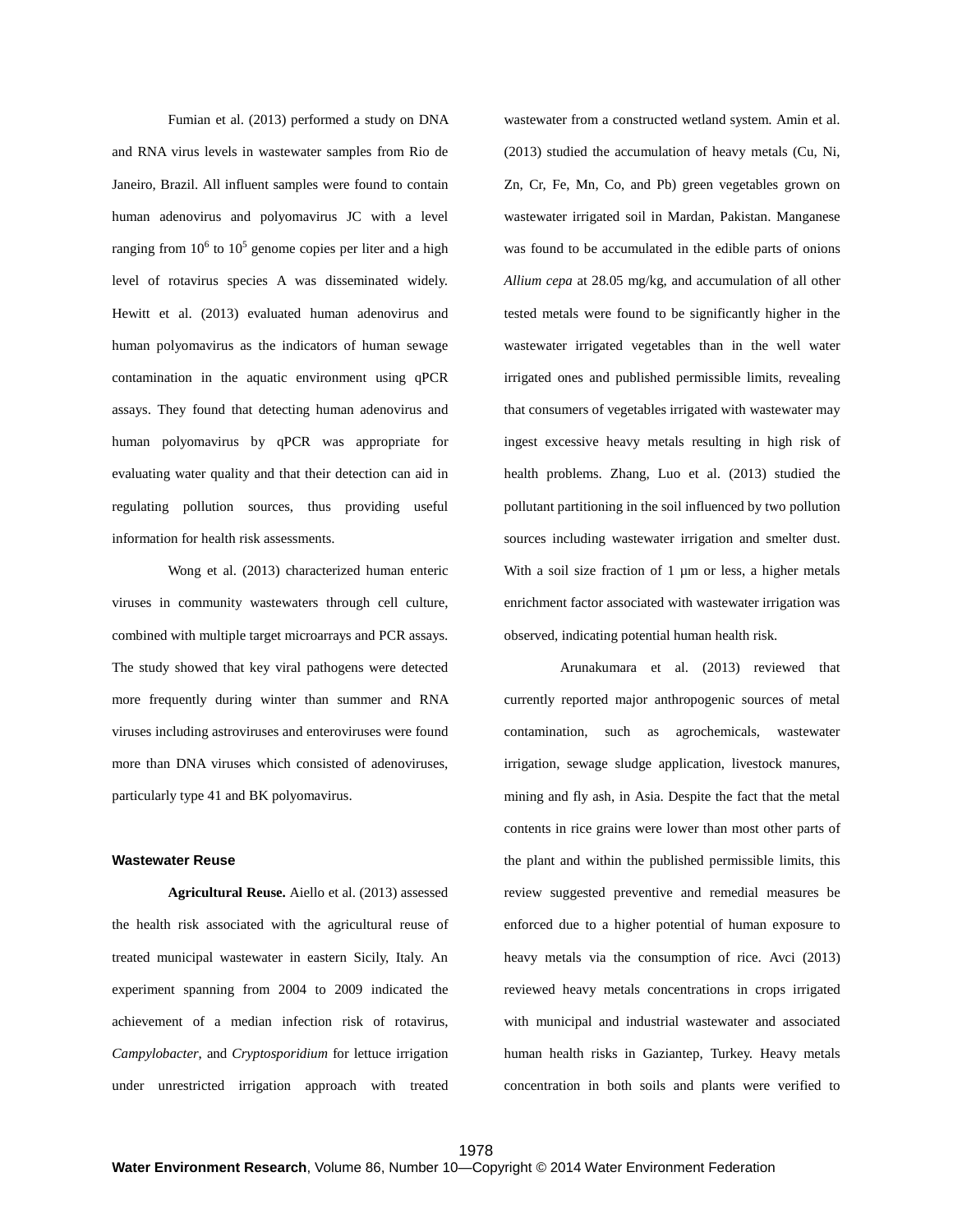Fumian et al. (2013) performed a study on DNA and RNA virus levels in wastewater samples from Rio de Janeiro, Brazil. All influent samples were found to contain human adenovirus and polyomavirus JC with a level ranging from $10^6$ to $10^5$ genome copies per liter and a high level of rotavirus species A was disseminated widely. Hewitt et al. (2013) evaluated human adenovirus and human polyomavirus as the indicators of human sewage contamination in the aquatic environment using qPCR assays. They found that detecting human adenovirus and human polyomavirus by qPCR was appropriate for evaluating water quality and that their detection can aid in regulating pollution sources, thus providing useful information for health risk assessments.

Wong et al. (2013) characterized human enteric viruses in community wastewaters through cell culture, combined with multiple target microarrays and PCR assays. The study showed that key viral pathogens were detected more frequently during winter than summer and RNA viruses including astroviruses and enteroviruses were found more than DNA viruses which consisted of adenoviruses, particularly type 41 and BK polyomavirus.

## Wastewater Reuse

**Agricultural Reuse.** Aiello et al. (2013) assessed the health risk associated with the agricultural reuse of treated municipal wastewater in eastern Sicily, Italy. An experiment spanning from 2004 to 2009 indicated the achievement of a median infection risk of rotavirus, *Campylobacter*, and *Cryptosporidium* for lettuce irrigation under unrestricted irrigation approach with treated wastewater from a constructed wetland system. Amin et al. (2013) studied the accumulation of heavy metals (Cu, Ni, Zn, Cr, Fe, Mn, Co, and Pb) green vegetables grown on wastewater irrigated soil in Mardan, Pakistan. Manganese was found to be accumulated in the edible parts of onions *Allium cepa* at 28.05 mg/kg, and accumulation of all other tested metals were found to be significantly higher in the wastewater irrigated vegetables than in the well water irrigated ones and published permissible limits, revealing that consumers of vegetables irrigated with wastewater may ingest excessive heavy metals resulting in high risk of health problems. Zhang, Luo et al. (2013) studied the pollutant partitioning in the soil influenced by two pollution sources including wastewater irrigation and smelter dust. With a soil size fraction of 1 μm or less, a higher metals enrichment factor associated with wastewater irrigation was observed, indicating potential human health risk.

Arunakumara et al. (2013) reviewed that currently reported major anthropogenic sources of metal contamination, such as agrochemicals, wastewater irrigation, sewage sludge application, livestock manures, mining and fly ash, in Asia. Despite the fact that the metal contents in rice grains were lower than most other parts of the plant and within the published permissible limits, this review suggested preventive and remedial measures be enforced due to a higher potential of human exposure to heavy metals via the consumption of rice. Avci (2013) reviewed heavy metals concentrations in crops irrigated with municipal and industrial wastewater and associated human health risks in Gaziantep, Turkey. Heavy metals concentration in both soils and plants were verified to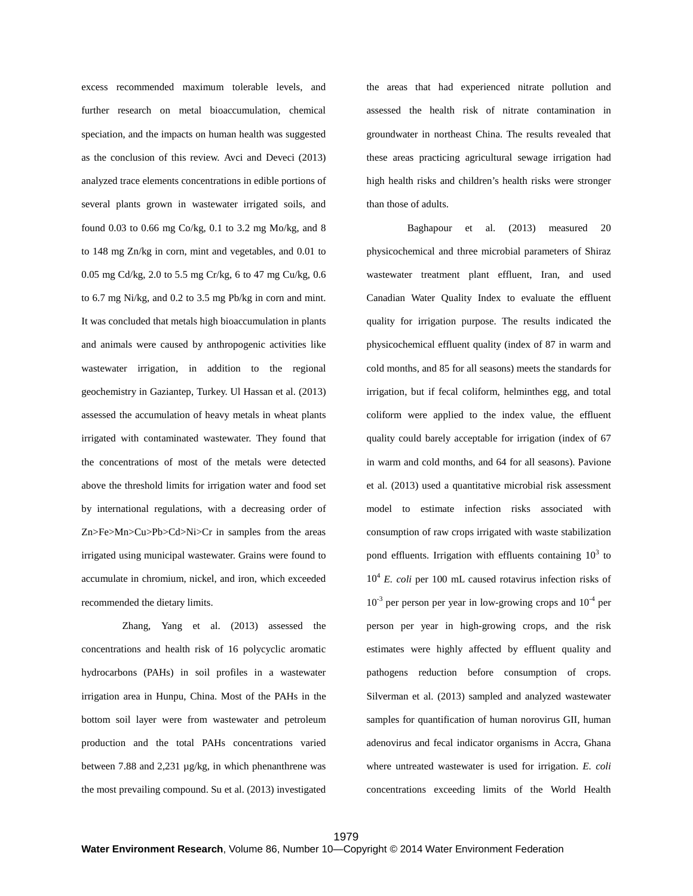excess recommended maximum tolerable levels, and further research on metal bioaccumulation, chemical speciation, and the impacts on human health was suggested as the conclusion of this review. Avci and Deveci (2013) analyzed trace elements concentrations in edible portions of several plants grown in wastewater irrigated soils, and found 0.03 to 0.66 mg Co/kg, 0.1 to 3.2 mg Mo/kg, and 8 to 148 mg Zn/kg in corn, mint and vegetables, and 0.01 to 0.05 mg Cd/kg, 2.0 to 5.5 mg Cr/kg, 6 to 47 mg Cu/kg, 0.6 to 6.7 mg Ni/kg, and 0.2 to 3.5 mg Pb/kg in corn and mint. It was concluded that metals high bioaccumulation in plants and animals were caused by anthropogenic activities like wastewater irrigation, in addition to the regional geochemistry in Gaziantep, Turkey. Ul Hassan et al. (2013) assessed the accumulation of heavy metals in wheat plants irrigated with contaminated wastewater. They found that the concentrations of most of the metals were detected above the threshold limits for irrigation water and food set by international regulations, with a decreasing order of Zn>Fe>Mn>Cu>Pb>Cd>Ni>Cr in samples from the areas irrigated using municipal wastewater. Grains were found to accumulate in chromium, nickel, and iron, which exceeded recommended the dietary limits.

Zhang, Yang et al. (2013) assessed the concentrations and health risk of 16 polycyclic aromatic hydrocarbons (PAHs) in soil profiles in a wastewater irrigation area in Hunpu, China. Most of the PAHs in the bottom soil layer were from wastewater and petroleum production and the total PAHs concentrations varied between 7.88 and 2,231 µg/kg, in which phenanthrene was the most prevailing compound. Su et al. (2013) investigated the areas that had experienced nitrate pollution and assessed the health risk of nitrate contamination in groundwater in northeast China. The results revealed that these areas practicing agricultural sewage irrigation had high health risks and children's health risks were stronger than those of adults.

Baghapour et al. (2013) measured 20 physicochemical and three microbial parameters of Shiraz wastewater treatment plant effluent, Iran, and used Canadian Water Quality Index to evaluate the effluent quality for irrigation purpose. The results indicated the physicochemical effluent quality (index of 87 in warm and cold months, and 85 for all seasons) meets the standards for irrigation, but if fecal coliform, helminthes egg, and total coliform were applied to the index value, the effluent quality could barely acceptable for irrigation (index of 67 in warm and cold months, and 64 for all seasons). Pavione et al. (2013) used a quantitative microbial risk assessment model to estimate infection risks associated with consumption of raw crops irrigated with waste stabilization pond effluents. Irrigation with effluents containing $10^3$ to $10^4$ *E. coli* per 100 mL caused rotavirus infection risks of $10^{-3}$ per person per year in low-growing crops and $10^{-4}$ per person per year in high-growing crops, and the risk estimates were highly affected by effluent quality and pathogens reduction before consumption of crops. Silverman et al. (2013) sampled and analyzed wastewater samples for quantification of human norovirus GII, human adenovirus and fecal indicator organisms in Accra, Ghana where untreated wastewater is used for irrigation. *E. coli* concentrations exceeding limits of the World Health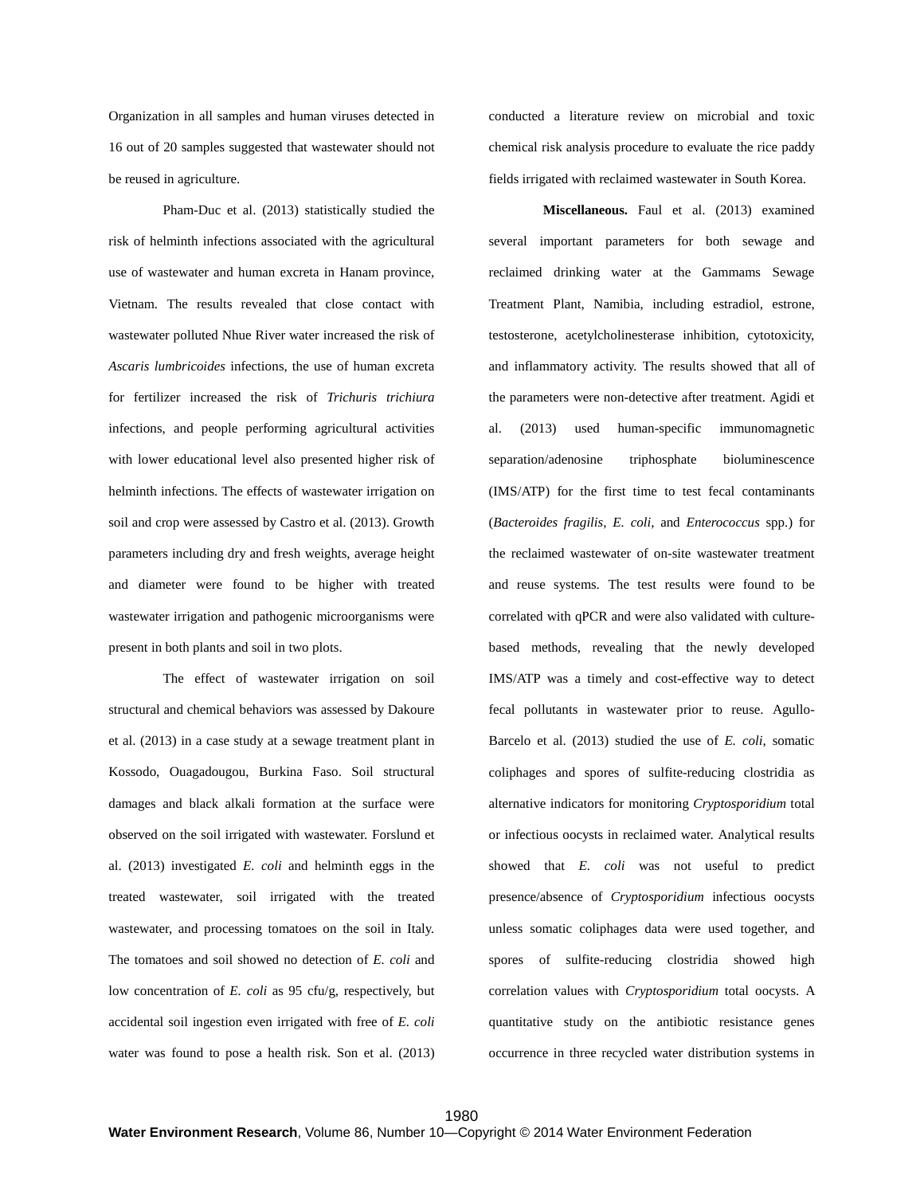Organization in all samples and human viruses detected in 16 out of 20 samples suggested that wastewater should not be reused in agriculture.

Pham-Duc et al. (2013) statistically studied the risk of helminth infections associated with the agricultural use of wastewater and human excreta in Hanam province, Vietnam. The results revealed that close contact with wastewater polluted Nhue River water increased the risk of *Ascaris lumbricoides* infections, the use of human excreta for fertilizer increased the risk of *Trichuris trichiura* infections, and people performing agricultural activities with lower educational level also presented higher risk of helminth infections. The effects of wastewater irrigation on soil and crop were assessed by Castro et al. (2013). Growth parameters including dry and fresh weights, average height and diameter were found to be higher with treated wastewater irrigation and pathogenic microorganisms were present in both plants and soil in two plots.

The effect of wastewater irrigation on soil structural and chemical behaviors was assessed by Dakoure et al. (2013) in a case study at a sewage treatment plant in Kossodo, Ouagadougou, Burkina Faso. Soil structural damages and black alkali formation at the surface were observed on the soil irrigated with wastewater. Forslund et al. (2013) investigated *E. coli* and helminth eggs in the treated wastewater, soil irrigated with the treated wastewater, and processing tomatoes on the soil in Italy. The tomatoes and soil showed no detection of *E. coli* and low concentration of *E. coli* as 95 cfu/g, respectively, but accidental soil ingestion even irrigated with free of *E. coli* water was found to pose a health risk. Son et al. (2013) conducted a literature review on microbial and toxic chemical risk analysis procedure to evaluate the rice paddy fields irrigated with reclaimed wastewater in South Korea.

**Miscellaneous.** Faul et al. (2013) examined several important parameters for both sewage and reclaimed drinking water at the Gammams Sewage Treatment Plant, Namibia, including estradiol, estrone, testosterone, acetylcholinesterase inhibition, cytotoxicity, and inflammatory activity. The results showed that all of the parameters were non-detective after treatment. Agidi et al. (2013) used human-specific immunomagnetic separation/adenosine triphosphate bioluminescence (IMS/ATP) for the first time to test fecal contaminants (*Bacteroides fragilis*, *E. coli*, and *Enterococcus* spp.) for the reclaimed wastewater of on-site wastewater treatment and reuse systems. The test results were found to be correlated with qPCR and were also validated with culture-based methods, revealing that the newly developed IMS/ATP was a timely and cost-effective way to detect fecal pollutants in wastewater prior to reuse. Agullo-Barcelo et al. (2013) studied the use of *E. coli*, somatic coliphages and spores of sulfite-reducing clostridia as alternative indicators for monitoring *Cryptosporidium* total or infectious oocysts in reclaimed water. Analytical results showed that *E. coli* was not useful to predict presence/absence of *Cryptosporidium* infectious oocysts unless somatic coliphages data were used together, and spores of sulfite-reducing clostridia showed high correlation values with *Cryptosporidium* total oocysts. A quantitative study on the antibiotic resistance genes occurrence in three recycled water distribution systems in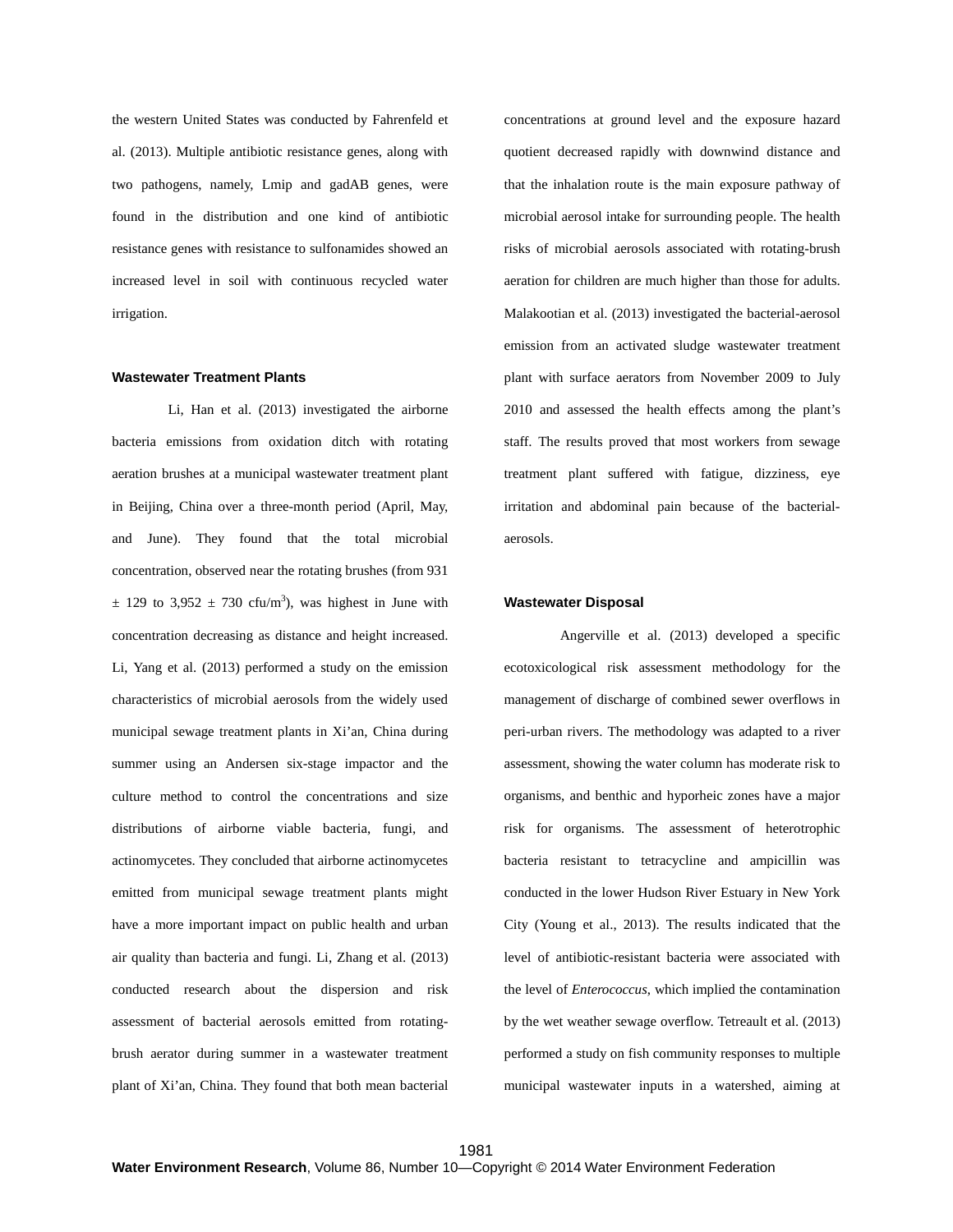the western United States was conducted by Fahrenfeld et al. (2013). Multiple antibiotic resistance genes, along with two pathogens, namely, Lmip and gadAB genes, were found in the distribution and one kind of antibiotic resistance genes with resistance to sulfonamides showed an increased level in soil with continuous recycled water irrigation.

### Wastewater Treatment Plants

Li, Han et al. (2013) investigated the airborne bacteria emissions from oxidation ditch with rotating aeration brushes at a municipal wastewater treatment plant in Beijing, China over a three-month period (April, May, and June). They found that the total microbial concentration, observed near the rotating brushes (from 931 ± 129 to 3,952 ± 730 cfu/m$^3$), was highest in June with concentration decreasing as distance and height increased. Li, Yang et al. (2013) performed a study on the emission characteristics of microbial aerosols from the widely used municipal sewage treatment plants in Xi'an, China during summer using an Andersen six-stage impactor and the culture method to control the concentrations and size distributions of airborne viable bacteria, fungi, and actinomycetes. They concluded that airborne actinomycetes emitted from municipal sewage treatment plants might have a more important impact on public health and urban air quality than bacteria and fungi. Li, Zhang et al. (2013) conducted research about the dispersion and risk assessment of bacterial aerosols emitted from rotating-brush aerator during summer in a wastewater treatment plant of Xi'an, China. They found that both mean bacterial concentrations at ground level and the exposure hazard quotient decreased rapidly with downwind distance and that the inhalation route is the main exposure pathway of microbial aerosol intake for surrounding people. The health risks of microbial aerosols associated with rotating-brush aeration for children are much higher than those for adults. Malakootian et al. (2013) investigated the bacterial-aerosol emission from an activated sludge wastewater treatment plant with surface aerators from November 2009 to July 2010 and assessed the health effects among the plant's staff. The results proved that most workers from sewage treatment plant suffered with fatigue, dizziness, eye irritation and abdominal pain because of the bacterial-aerosols.

### Wastewater Disposal

Angerville et al. (2013) developed a specific ecotoxicological risk assessment methodology for the management of discharge of combined sewer overflows in peri-urban rivers. The methodology was adapted to a river assessment, showing the water column has moderate risk to organisms, and benthic and hyporheic zones have a major risk for organisms. The assessment of heterotrophic bacteria resistant to tetracycline and ampicillin was conducted in the lower Hudson River Estuary in New York City (Young et al., 2013). The results indicated that the level of antibiotic-resistant bacteria were associated with the level of *Enterococcus*, which implied the contamination by the wet weather sewage overflow. Tetreault et al. (2013) performed a study on fish community responses to multiple municipal wastewater inputs in a watershed, aiming at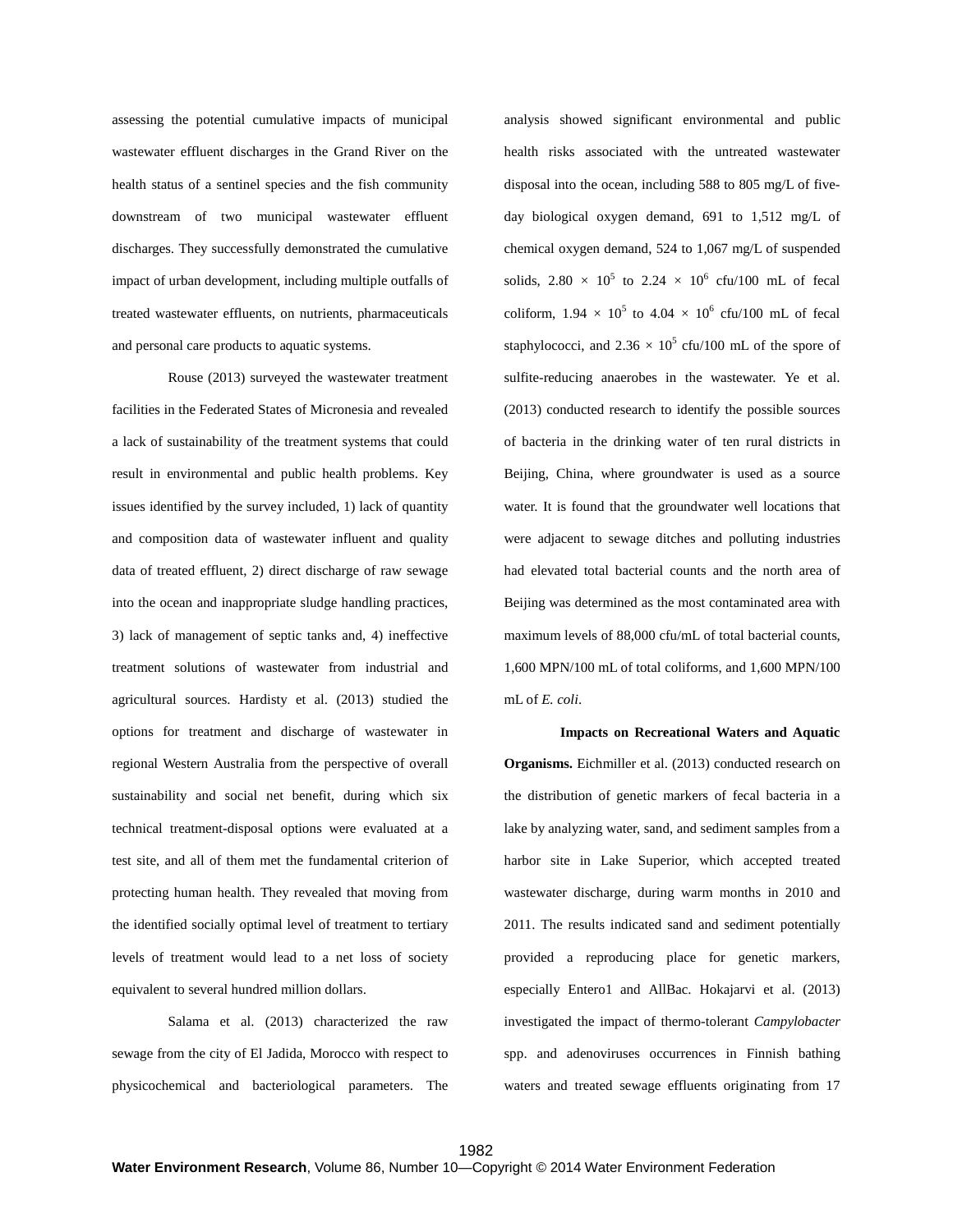assessing the potential cumulative impacts of municipal wastewater effluent discharges in the Grand River on the health status of a sentinel species and the fish community downstream of two municipal wastewater effluent discharges. They successfully demonstrated the cumulative impact of urban development, including multiple outfalls of treated wastewater effluents, on nutrients, pharmaceuticals and personal care products to aquatic systems.

Rouse (2013) surveyed the wastewater treatment facilities in the Federated States of Micronesia and revealed a lack of sustainability of the treatment systems that could result in environmental and public health problems. Key issues identified by the survey included, 1) lack of quantity and composition data of wastewater influent and quality data of treated effluent, 2) direct discharge of raw sewage into the ocean and inappropriate sludge handling practices, 3) lack of management of septic tanks and, 4) ineffective treatment solutions of wastewater from industrial and agricultural sources. Hardisty et al. (2013) studied the options for treatment and discharge of wastewater in regional Western Australia from the perspective of overall sustainability and social net benefit, during which six technical treatment-disposal options were evaluated at a test site, and all of them met the fundamental criterion of protecting human health. They revealed that moving from the identified socially optimal level of treatment to tertiary levels of treatment would lead to a net loss of society equivalent to several hundred million dollars.

Salama et al. (2013) characterized the raw sewage from the city of El Jadida, Morocco with respect to physicochemical and bacteriological parameters. The analysis showed significant environmental and public health risks associated with the untreated wastewater disposal into the ocean, including 588 to 805 mg/L of five-day biological oxygen demand, 691 to 1,512 mg/L of chemical oxygen demand, 524 to 1,067 mg/L of suspended solids, $2.80 \times 10^5$ to $2.24 \times 10^6$ cfu/100 mL of fecal coliform, $1.94 \times 10^5$ to $4.04 \times 10^6$ cfu/100 mL of fecal staphylococci, and $2.36 \times 10^5$ cfu/100 mL of the spore of sulfite-reducing anaerobes in the wastewater. Ye et al. (2013) conducted research to identify the possible sources of bacteria in the drinking water of ten rural districts in Beijing, China, where groundwater is used as a source water. It is found that the groundwater well locations that were adjacent to sewage ditches and polluting industries had elevated total bacterial counts and the north area of Beijing was determined as the most contaminated area with maximum levels of 88,000 cfu/mL of total bacterial counts, 1,600 MPN/100 mL of total coliforms, and 1,600 MPN/100 mL of *E. coli*.

**Impacts on Recreational Waters and Aquatic Organisms.** Eichmiller et al. (2013) conducted research on the distribution of genetic markers of fecal bacteria in a lake by analyzing water, sand, and sediment samples from a harbor site in Lake Superior, which accepted treated wastewater discharge, during warm months in 2010 and 2011. The results indicated sand and sediment potentially provided a reproducing place for genetic markers, especially Entero1 and AllBac. Hokajarvi et al. (2013) investigated the impact of thermo-tolerant *Campylobacter* spp. and adenoviruses occurrences in Finnish bathing waters and treated sewage effluents originating from 17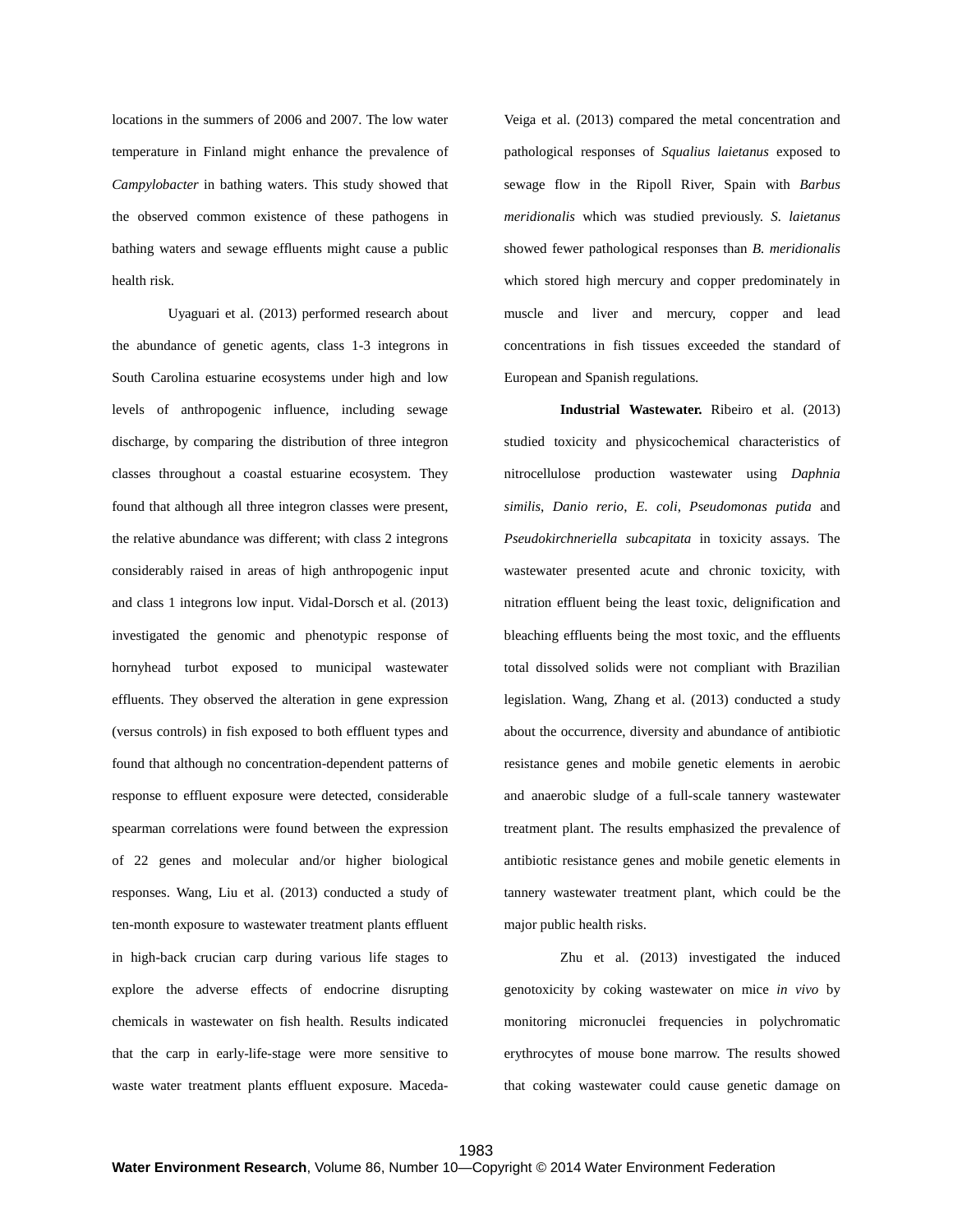locations in the summers of 2006 and 2007. The low water temperature in Finland might enhance the prevalence of *Campylobacter* in bathing waters. This study showed that the observed common existence of these pathogens in bathing waters and sewage effluents might cause a public health risk.

Uyaguari et al. (2013) performed research about the abundance of genetic agents, class 1-3 integrons in South Carolina estuarine ecosystems under high and low levels of anthropogenic influence, including sewage discharge, by comparing the distribution of three integron classes throughout a coastal estuarine ecosystem. They found that although all three integron classes were present, the relative abundance was different; with class 2 integrons considerably raised in areas of high anthropogenic input and class 1 integrons low input. Vidal-Dorsch et al. (2013) investigated the genomic and phenotypic response of hornyhead turbot exposed to municipal wastewater effluents. They observed the alteration in gene expression (versus controls) in fish exposed to both effluent types and found that although no concentration-dependent patterns of response to effluent exposure were detected, considerable spearman correlations were found between the expression of 22 genes and molecular and/or higher biological responses. Wang, Liu et al. (2013) conducted a study of ten-month exposure to wastewater treatment plants effluent in high-back crucian carp during various life stages to explore the adverse effects of endocrine disrupting chemicals in wastewater on fish health. Results indicated that the carp in early-life-stage were more sensitive to waste water treatment plants effluent exposure. Maceda-Veiga et al. (2013) compared the metal concentration and pathological responses of *Squalius laietanus* exposed to sewage flow in the Ripoll River, Spain with *Barbus meridionalis* which was studied previously. *S. laietanus* showed fewer pathological responses than *B. meridionalis* which stored high mercury and copper predominately in muscle and liver and mercury, copper and lead concentrations in fish tissues exceeded the standard of European and Spanish regulations.

**Industrial Wastewater.** Ribeiro et al. (2013) studied toxicity and physicochemical characteristics of nitrocellulose production wastewater using *Daphnia similis*, *Danio rerio*, *E. coli*, *Pseudomonas putida* and *Pseudokirchneriella subcapitata* in toxicity assays. The wastewater presented acute and chronic toxicity, with nitration effluent being the least toxic, delignification and bleaching effluents being the most toxic, and the effluents total dissolved solids were not compliant with Brazilian legislation. Wang, Zhang et al. (2013) conducted a study about the occurrence, diversity and abundance of antibiotic resistance genes and mobile genetic elements in aerobic and anaerobic sludge of a full-scale tannery wastewater treatment plant. The results emphasized the prevalence of antibiotic resistance genes and mobile genetic elements in tannery wastewater treatment plant, which could be the major public health risks.

Zhu et al. (2013) investigated the induced genotoxicity by coking wastewater on mice *in vivo* by monitoring micronuclei frequencies in polychromatic erythrocytes of mouse bone marrow. The results showed that coking wastewater could cause genetic damage on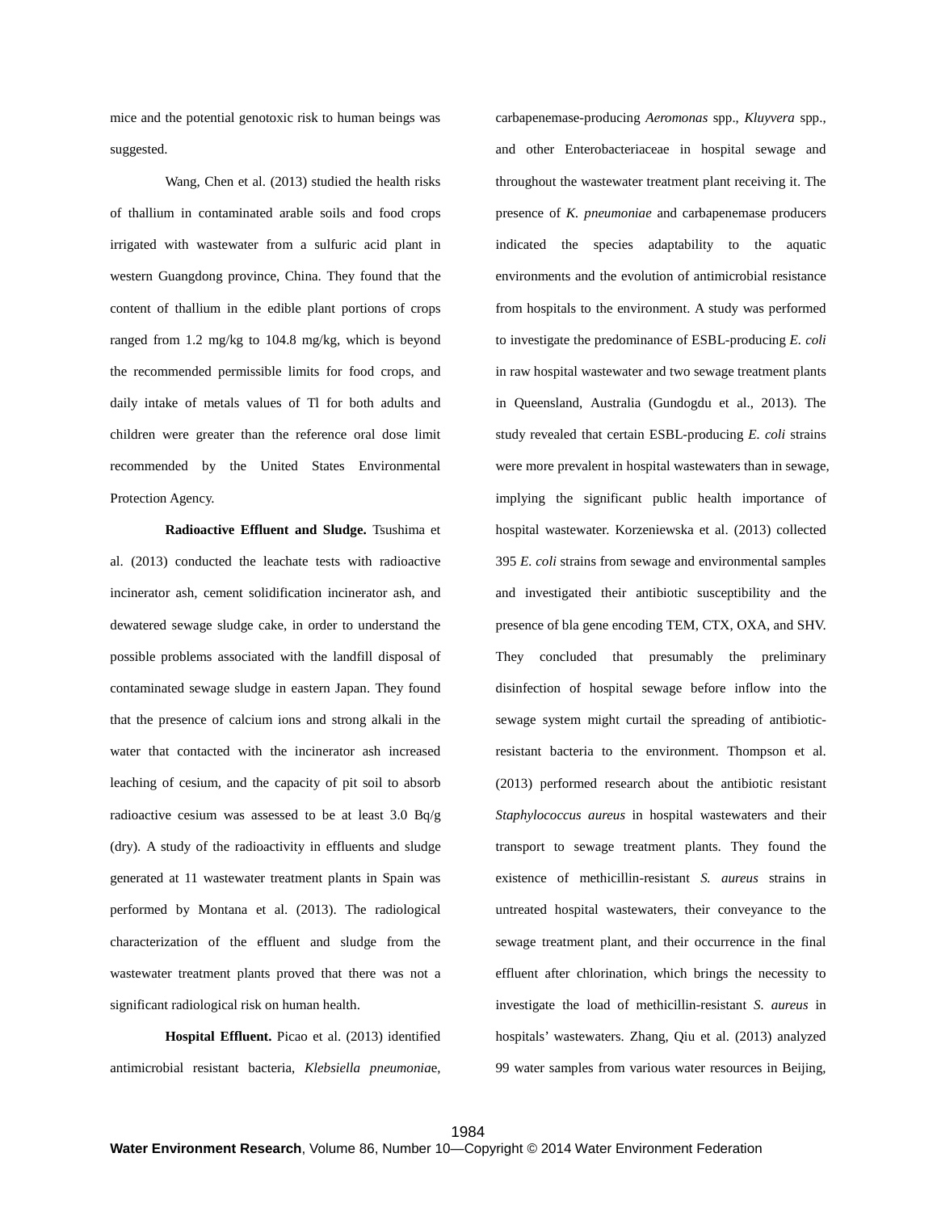mice and the potential genotoxic risk to human beings was suggested.

Wang, Chen et al. (2013) studied the health risks of thallium in contaminated arable soils and food crops irrigated with wastewater from a sulfuric acid plant in western Guangdong province, China. They found that the content of thallium in the edible plant portions of crops ranged from 1.2 mg/kg to 104.8 mg/kg, which is beyond the recommended permissible limits for food crops, and daily intake of metals values of Tl for both adults and children were greater than the reference oral dose limit recommended by the United States Environmental Protection Agency.

**Radioactive Effluent and Sludge.** Tsushima et al. (2013) conducted the leachate tests with radioactive incinerator ash, cement solidification incinerator ash, and dewatered sewage sludge cake, in order to understand the possible problems associated with the landfill disposal of contaminated sewage sludge in eastern Japan. They found that the presence of calcium ions and strong alkali in the water that contacted with the incinerator ash increased leaching of cesium, and the capacity of pit soil to absorb radioactive cesium was assessed to be at least 3.0 Bq/g (dry). A study of the radioactivity in effluents and sludge generated at 11 wastewater treatment plants in Spain was performed by Montana et al. (2013). The radiological characterization of the effluent and sludge from the wastewater treatment plants proved that there was not a significant radiological risk on human health.

**Hospital Effluent.** Picao et al. (2013) identified antimicrobial resistant bacteria, *Klebsiella pneumonia*e, carbapenemase-producing *Aeromonas* spp., *Kluyvera* spp., and other Enterobacteriaceae in hospital sewage and throughout the wastewater treatment plant receiving it. The presence of *K. pneumoniae* and carbapenemase producers indicated the species adaptability to the aquatic environments and the evolution of antimicrobial resistance from hospitals to the environment. A study was performed to investigate the predominance of ESBL-producing *E. coli* in raw hospital wastewater and two sewage treatment plants in Queensland, Australia (Gundogdu et al., 2013). The study revealed that certain ESBL-producing *E. coli* strains were more prevalent in hospital wastewaters than in sewage, implying the significant public health importance of hospital wastewater. Korzeniewska et al. (2013) collected 395 *E. coli* strains from sewage and environmental samples and investigated their antibiotic susceptibility and the presence of bla gene encoding TEM, CTX, OXA, and SHV. They concluded that presumably the preliminary disinfection of hospital sewage before inflow into the sewage system might curtail the spreading of antibiotic-resistant bacteria to the environment. Thompson et al. (2013) performed research about the antibiotic resistant *Staphylococcus aureus* in hospital wastewaters and their transport to sewage treatment plants. They found the existence of methicillin-resistant *S. aureus* strains in untreated hospital wastewaters, their conveyance to the sewage treatment plant, and their occurrence in the final effluent after chlorination, which brings the necessity to investigate the load of methicillin-resistant *S. aureus* in hospitals' wastewaters. Zhang, Qiu et al. (2013) analyzed 99 water samples from various water resources in Beijing,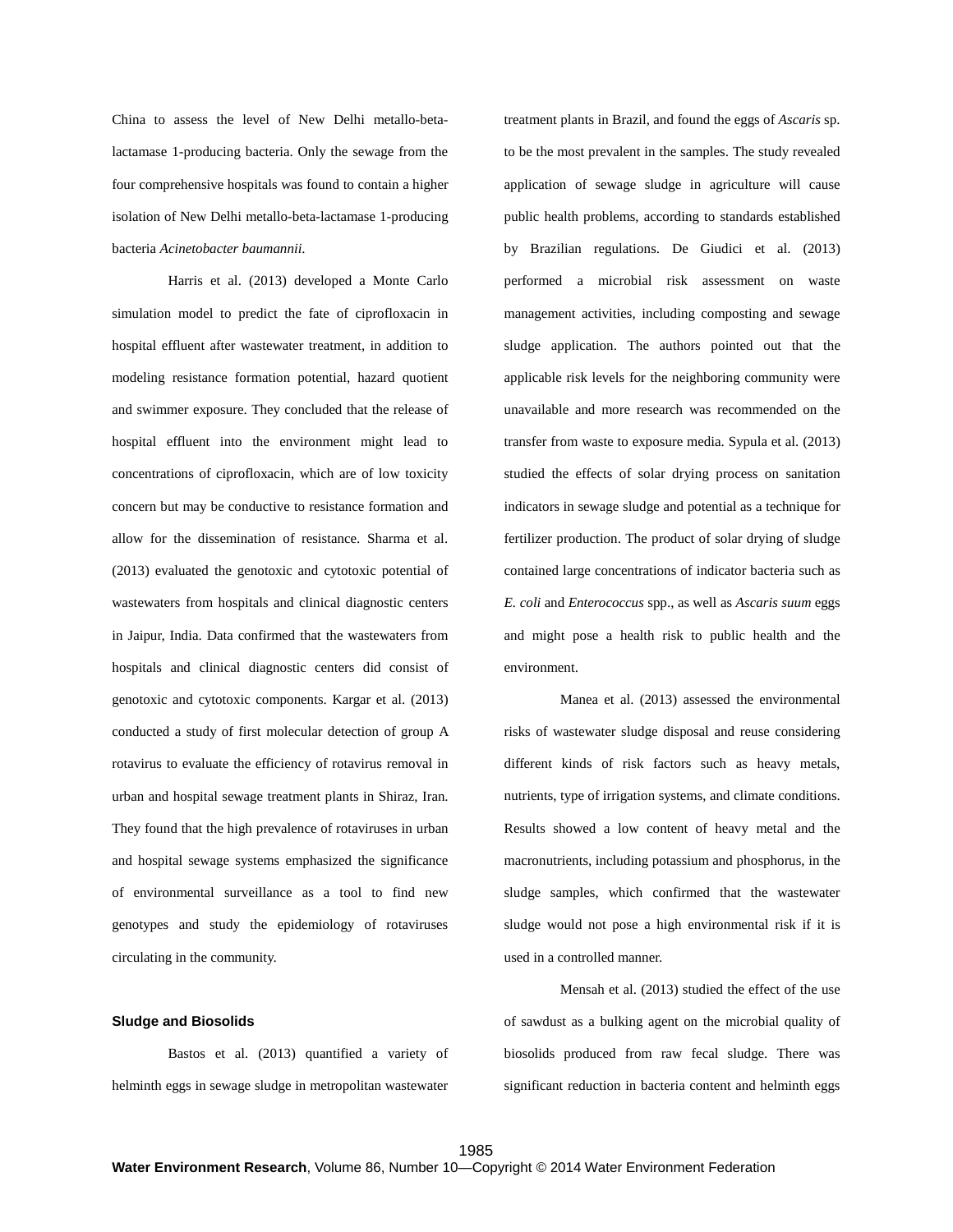China to assess the level of New Delhi metallo-beta-lactamase 1-producing bacteria. Only the sewage from the four comprehensive hospitals was found to contain a higher isolation of New Delhi metallo-beta-lactamase 1-producing bacteria *Acinetobacter baumannii.*

Harris et al. (2013) developed a Monte Carlo simulation model to predict the fate of ciprofloxacin in hospital effluent after wastewater treatment, in addition to modeling resistance formation potential, hazard quotient and swimmer exposure. They concluded that the release of hospital effluent into the environment might lead to concentrations of ciprofloxacin, which are of low toxicity concern but may be conductive to resistance formation and allow for the dissemination of resistance. Sharma et al. (2013) evaluated the genotoxic and cytotoxic potential of wastewaters from hospitals and clinical diagnostic centers in Jaipur, India. Data confirmed that the wastewaters from hospitals and clinical diagnostic centers did consist of genotoxic and cytotoxic components. Kargar et al. (2013) conducted a study of first molecular detection of group A rotavirus to evaluate the efficiency of rotavirus removal in urban and hospital sewage treatment plants in Shiraz, Iran. They found that the high prevalence of rotaviruses in urban and hospital sewage systems emphasized the significance of environmental surveillance as a tool to find new genotypes and study the epidemiology of rotaviruses circulating in the community.

## Sludge and Biosolids

Bastos et al. (2013) quantified a variety of helminth eggs in sewage sludge in metropolitan wastewater treatment plants in Brazil, and found the eggs of *Ascaris* sp. to be the most prevalent in the samples. The study revealed application of sewage sludge in agriculture will cause public health problems, according to standards established by Brazilian regulations. De Giudici et al. (2013) performed a microbial risk assessment on waste management activities, including composting and sewage sludge application. The authors pointed out that the applicable risk levels for the neighboring community were unavailable and more research was recommended on the transfer from waste to exposure media. Sypula et al. (2013) studied the effects of solar drying process on sanitation indicators in sewage sludge and potential as a technique for fertilizer production. The product of solar drying of sludge contained large concentrations of indicator bacteria such as *E. coli* and *Enterococcus* spp., as well as *Ascaris suum* eggs and might pose a health risk to public health and the environment.

Manea et al. (2013) assessed the environmental risks of wastewater sludge disposal and reuse considering different kinds of risk factors such as heavy metals, nutrients, type of irrigation systems, and climate conditions. Results showed a low content of heavy metal and the macronutrients, including potassium and phosphorus, in the sludge samples, which confirmed that the wastewater sludge would not pose a high environmental risk if it is used in a controlled manner.

Mensah et al. (2013) studied the effect of the use of sawdust as a bulking agent on the microbial quality of biosolids produced from raw fecal sludge. There was significant reduction in bacteria content and helminth eggs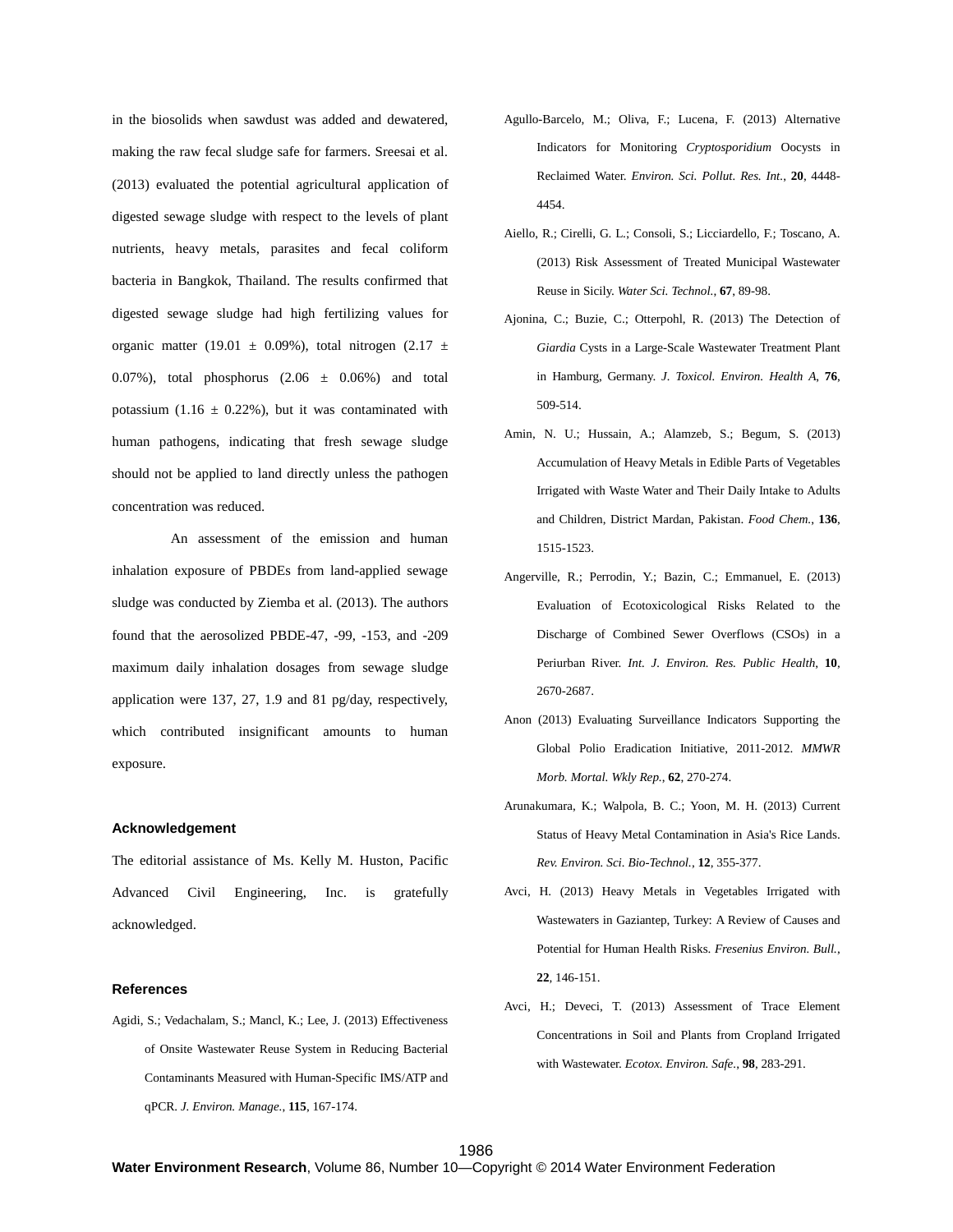in the biosolids when sawdust was added and dewatered, making the raw fecal sludge safe for farmers. Sreesai et al. (2013) evaluated the potential agricultural application of digested sewage sludge with respect to the levels of plant nutrients, heavy metals, parasites and fecal coliform bacteria in Bangkok, Thailand. The results confirmed that digested sewage sludge had high fertilizing values for organic matter (19.01 ± 0.09%), total nitrogen (2.17 ± 0.07%), total phosphorus (2.06 ± 0.06%) and total potassium (1.16 ± 0.22%), but it was contaminated with human pathogens, indicating that fresh sewage sludge should not be applied to land directly unless the pathogen concentration was reduced.

An assessment of the emission and human inhalation exposure of PBDEs from land-applied sewage sludge was conducted by Ziemba et al. (2013). The authors found that the aerosolized PBDE-47, -99, -153, and -209 maximum daily inhalation dosages from sewage sludge application were 137, 27, 1.9 and 81 pg/day, respectively, which contributed insignificant amounts to human exposure.

## Acknowledgement

The editorial assistance of Ms. Kelly M. Huston, Pacific Advanced Civil Engineering, Inc. is gratefully acknowledged.

## References

Agidi, S.; Vedachalam, S.; Mancl, K.; Lee, J. (2013) Effectiveness of Onsite Wastewater Reuse System in Reducing Bacterial Contaminants Measured with Human-Specific IMS/ATP and qPCR. *J. Environ. Manage.*, **115**, 167-174.

Agullo-Barcelo, M.; Oliva, F.; Lucena, F. (2013) Alternative Indicators for Monitoring *Cryptosporidium* Oocysts in Reclaimed Water. *Environ. Sci. Pollut. Res. Int.*, **20**, 4448-4454.

Aiello, R.; Cirelli, G. L.; Consoli, S.; Licciardello, F.; Toscano, A. (2013) Risk Assessment of Treated Municipal Wastewater Reuse in Sicily. *Water Sci. Technol.*, **67**, 89-98.

Ajonina, C.; Buzie, C.; Otterpohl, R. (2013) The Detection of *Giardia* Cysts in a Large-Scale Wastewater Treatment Plant in Hamburg, Germany. *J. Toxicol. Environ. Health A*, **76**, 509-514.

Amin, N. U.; Hussain, A.; Alamzeb, S.; Begum, S. (2013) Accumulation of Heavy Metals in Edible Parts of Vegetables Irrigated with Waste Water and Their Daily Intake to Adults and Children, District Mardan, Pakistan. *Food Chem.*, **136**, 1515-1523.

Angerville, R.; Perrodin, Y.; Bazin, C.; Emmanuel, E. (2013) Evaluation of Ecotoxicological Risks Related to the Discharge of Combined Sewer Overflows (CSOs) in a Periurban River. *Int. J. Environ. Res. Public Health*, **10**, 2670-2687.

Anon (2013) Evaluating Surveillance Indicators Supporting the Global Polio Eradication Initiative, 2011-2012. *MMWR Morb. Mortal. Wkly Rep.*, **62**, 270-274.

Arunakumara, K.; Walpola, B. C.; Yoon, M. H. (2013) Current Status of Heavy Metal Contamination in Asia's Rice Lands. *Rev. Environ. Sci. Bio-Technol.*, **12**, 355-377.

Avci, H. (2013) Heavy Metals in Vegetables Irrigated with Wastewaters in Gaziantep, Turkey: A Review of Causes and Potential for Human Health Risks. *Fresenius Environ. Bull.*, **22**, 146-151.

Avci, H.; Deveci, T. (2013) Assessment of Trace Element Concentrations in Soil and Plants from Cropland Irrigated with Wastewater. *Ecotox. Environ. Safe.*, **98**, 283-291.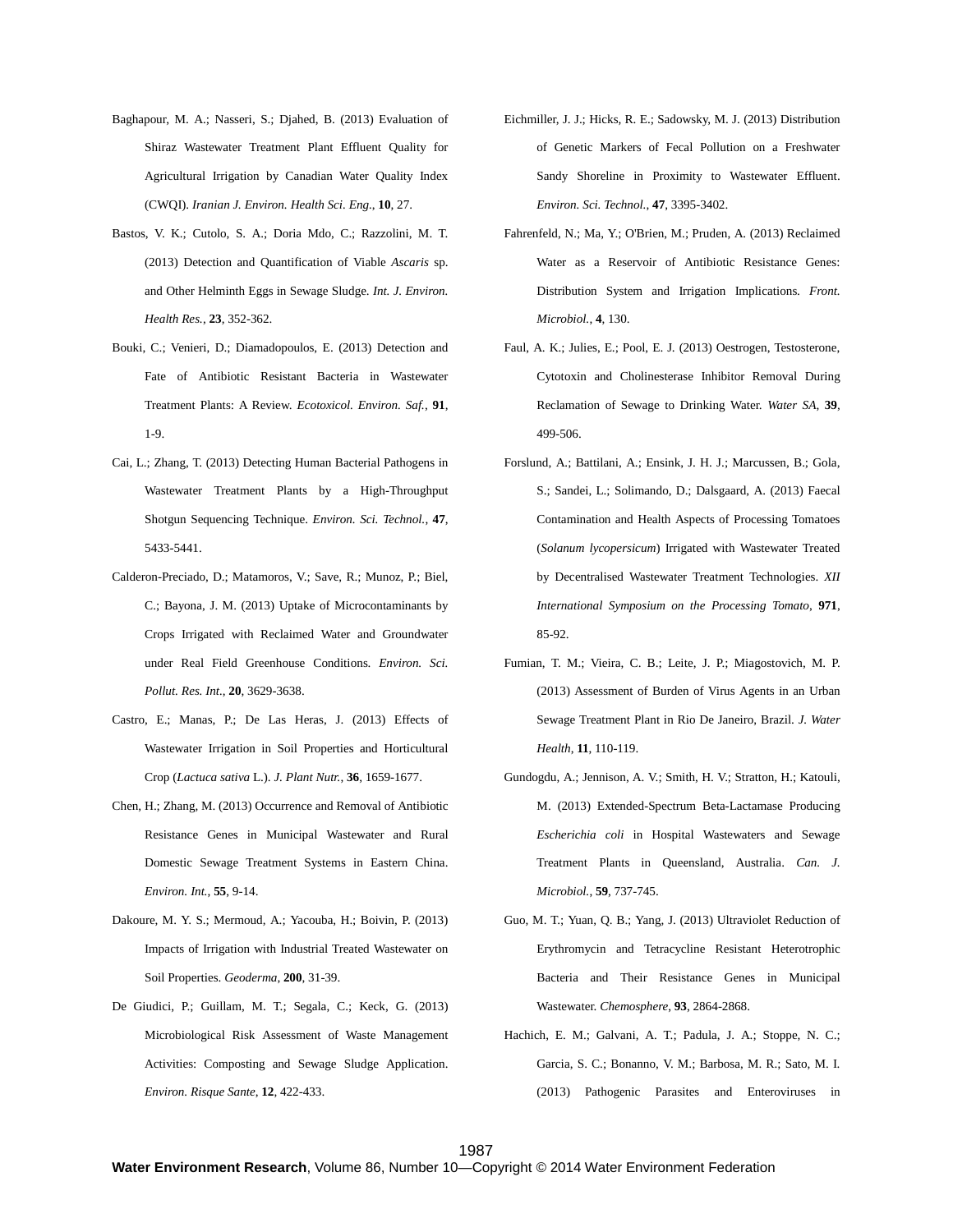Baghapour, M. A.; Nasseri, S.; Djahed, B. (2013) Evaluation of Shiraz Wastewater Treatment Plant Effluent Quality for Agricultural Irrigation by Canadian Water Quality Index (CWQI). *Iranian J. Environ. Health Sci. Eng.*, **10**, 27.

Bastos, V. K.; Cutolo, S. A.; Doria Mdo, C.; Razzolini, M. T. (2013) Detection and Quantification of Viable *Ascaris* sp. and Other Helminth Eggs in Sewage Sludge. *Int. J. Environ. Health Res.*, **23**, 352-362.

Bouki, C.; Venieri, D.; Diamadopoulos, E. (2013) Detection and Fate of Antibiotic Resistant Bacteria in Wastewater Treatment Plants: A Review. *Ecotoxicol. Environ. Saf.*, **91**, 1-9.

Cai, L.; Zhang, T. (2013) Detecting Human Bacterial Pathogens in Wastewater Treatment Plants by a High-Throughput Shotgun Sequencing Technique. *Environ. Sci. Technol.*, **47**, 5433-5441.

Calderon-Preciado, D.; Matamoros, V.; Save, R.; Munoz, P.; Biel, C.; Bayona, J. M. (2013) Uptake of Microcontaminants by Crops Irrigated with Reclaimed Water and Groundwater under Real Field Greenhouse Conditions. *Environ. Sci. Pollut. Res. Int.*, **20**, 3629-3638.

Castro, E.; Manas, P.; De Las Heras, J. (2013) Effects of Wastewater Irrigation in Soil Properties and Horticultural Crop (*Lactuca sativa* L.). *J. Plant Nutr.*, **36**, 1659-1677.

Chen, H.; Zhang, M. (2013) Occurrence and Removal of Antibiotic Resistance Genes in Municipal Wastewater and Rural Domestic Sewage Treatment Systems in Eastern China. *Environ. Int.*, **55**, 9-14.

Dakoure, M. Y. S.; Mermoud, A.; Yacouba, H.; Boivin, P. (2013) Impacts of Irrigation with Industrial Treated Wastewater on Soil Properties. *Geoderma*, **200**, 31-39.

De Giudici, P.; Guillam, M. T.; Segala, C.; Keck, G. (2013) Microbiological Risk Assessment of Waste Management Activities: Composting and Sewage Sludge Application. *Environ. Risque Sante*, **12**, 422-433.

Eichmiller, J. J.; Hicks, R. E.; Sadowsky, M. J. (2013) Distribution of Genetic Markers of Fecal Pollution on a Freshwater Sandy Shoreline in Proximity to Wastewater Effluent. *Environ. Sci. Technol.*, **47**, 3395-3402.

Fahrenfeld, N.; Ma, Y.; O'Brien, M.; Pruden, A. (2013) Reclaimed Water as a Reservoir of Antibiotic Resistance Genes: Distribution System and Irrigation Implications. *Front. Microbiol.*, **4**, 130.

Faul, A. K.; Julies, E.; Pool, E. J. (2013) Oestrogen, Testosterone, Cytotoxin and Cholinesterase Inhibitor Removal During Reclamation of Sewage to Drinking Water. *Water SA*, **39**, 499-506.

Forslund, A.; Battilani, A.; Ensink, J. H. J.; Marcussen, B.; Gola, S.; Sandei, L.; Solimando, D.; Dalsgaard, A. (2013) Faecal Contamination and Health Aspects of Processing Tomatoes (*Solanum lycopersicum*) Irrigated with Wastewater Treated by Decentralised Wastewater Treatment Technologies. *XII International Symposium on the Processing Tomato*, **971**, 85-92.

Fumian, T. M.; Vieira, C. B.; Leite, J. P.; Miagostovich, M. P. (2013) Assessment of Burden of Virus Agents in an Urban Sewage Treatment Plant in Rio De Janeiro, Brazil. *J. Water Health*, **11**, 110-119.

Gundogdu, A.; Jennison, A. V.; Smith, H. V.; Stratton, H.; Katouli, M. (2013) Extended-Spectrum Beta-Lactamase Producing *Escherichia coli* in Hospital Wastewaters and Sewage Treatment Plants in Queensland, Australia. *Can. J. Microbiol.*, **59**, 737-745.

Guo, M. T.; Yuan, Q. B.; Yang, J. (2013) Ultraviolet Reduction of Erythromycin and Tetracycline Resistant Heterotrophic Bacteria and Their Resistance Genes in Municipal Wastewater. *Chemosphere*, **93**, 2864-2868.

Hachich, E. M.; Galvani, A. T.; Padula, J. A.; Stoppe, N. C.; Garcia, S. C.; Bonanno, V. M.; Barbosa, M. R.; Sato, M. I. (2013) Pathogenic Parasites and Enteroviruses in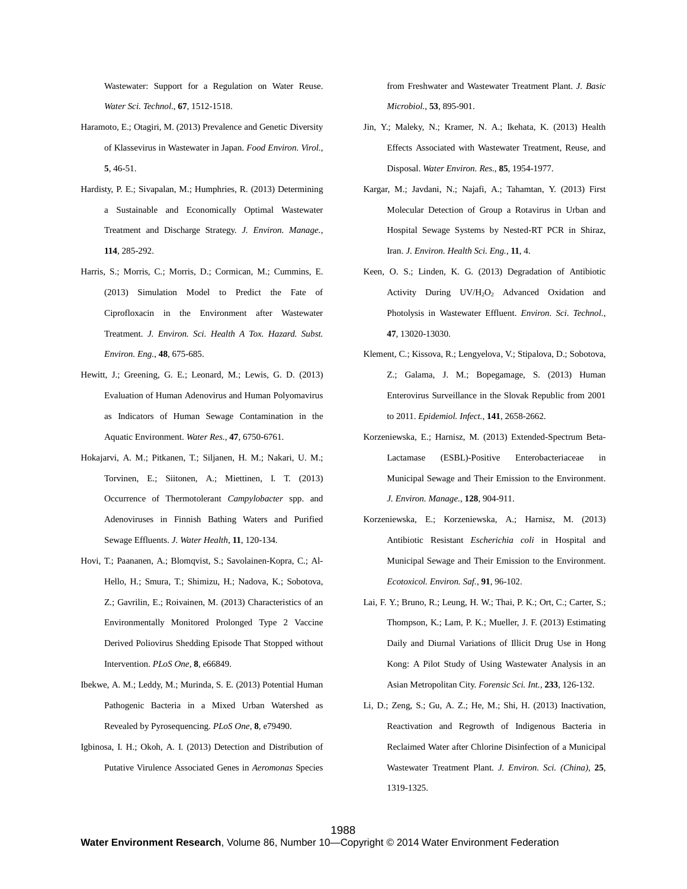Wastewater: Support for a Regulation on Water Reuse. *Water Sci. Technol.*, **67**, 1512-1518.

Haramoto, E.; Otagiri, M. (2013) Prevalence and Genetic Diversity of Klassevirus in Wastewater in Japan. *Food Environ. Virol.*, **5**, 46-51.

Hardisty, P. E.; Sivapalan, M.; Humphries, R. (2013) Determining a Sustainable and Economically Optimal Wastewater Treatment and Discharge Strategy. *J. Environ. Manage.*, **114**, 285-292.

Harris, S.; Morris, C.; Morris, D.; Cormican, M.; Cummins, E. (2013) Simulation Model to Predict the Fate of Ciprofloxacin in the Environment after Wastewater Treatment. *J. Environ. Sci. Health A Tox. Hazard. Subst. Environ. Eng.*, **48**, 675-685.

Hewitt, J.; Greening, G. E.; Leonard, M.; Lewis, G. D. (2013) Evaluation of Human Adenovirus and Human Polyomavirus as Indicators of Human Sewage Contamination in the Aquatic Environment. *Water Res.*, **47**, 6750-6761.

Hokajarvi, A. M.; Pitkanen, T.; Siljanen, H. M.; Nakari, U. M.; Torvinen, E.; Siitonen, A.; Miettinen, I. T. (2013) Occurrence of Thermotolerant *Campylobacter* spp. and Adenoviruses in Finnish Bathing Waters and Purified Sewage Effluents. *J. Water Health*, **11**, 120-134.

Hovi, T.; Paananen, A.; Blomqvist, S.; Savolainen-Kopra, C.; Al-Hello, H.; Smura, T.; Shimizu, H.; Nadova, K.; Sobotova, Z.; Gavrilin, E.; Roivainen, M. (2013) Characteristics of an Environmentally Monitored Prolonged Type 2 Vaccine Derived Poliovirus Shedding Episode That Stopped without Intervention. *PLoS One*, **8**, e66849.

Ibekwe, A. M.; Leddy, M.; Murinda, S. E. (2013) Potential Human Pathogenic Bacteria in a Mixed Urban Watershed as Revealed by Pyrosequencing. *PLoS One*, **8**, e79490.

Igbinosa, I. H.; Okoh, A. I. (2013) Detection and Distribution of Putative Virulence Associated Genes in *Aeromonas* Species from Freshwater and Wastewater Treatment Plant. *J. Basic Microbiol.*, **53**, 895-901.

Jin, Y.; Maleky, N.; Kramer, N. A.; Ikehata, K. (2013) Health Effects Associated with Wastewater Treatment, Reuse, and Disposal. *Water Environ. Res.*, **85**, 1954-1977.

Kargar, M.; Javdani, N.; Najafi, A.; Tahamtan, Y. (2013) First Molecular Detection of Group a Rotavirus in Urban and Hospital Sewage Systems by Nested-RT PCR in Shiraz, Iran. *J. Environ. Health Sci. Eng.*, **11**, 4.

Keen, O. S.; Linden, K. G. (2013) Degradation of Antibiotic Activity During UV/$H_2O_2$ Advanced Oxidation and Photolysis in Wastewater Effluent. *Environ. Sci. Technol.*, **47**, 13020-13030.

Klement, C.; Kissova, R.; Lengyelova, V.; Stipalova, D.; Sobotova, Z.; Galama, J. M.; Bopegamage, S. (2013) Human Enterovirus Surveillance in the Slovak Republic from 2001 to 2011. *Epidemiol. Infect.*, **141**, 2658-2662.

Korzeniewska, E.; Harnisz, M. (2013) Extended-Spectrum Beta-Lactamase (ESBL)-Positive Enterobacteriaceae in Municipal Sewage and Their Emission to the Environment. *J. Environ. Manage.*, **128**, 904-911.

Korzeniewska, E.; Korzeniewska, A.; Harnisz, M. (2013) Antibiotic Resistant *Escherichia coli* in Hospital and Municipal Sewage and Their Emission to the Environment. *Ecotoxicol. Environ. Saf.*, **91**, 96-102.

Lai, F. Y.; Bruno, R.; Leung, H. W.; Thai, P. K.; Ort, C.; Carter, S.; Thompson, K.; Lam, P. K.; Mueller, J. F. (2013) Estimating Daily and Diurnal Variations of Illicit Drug Use in Hong Kong: A Pilot Study of Using Wastewater Analysis in an Asian Metropolitan City. *Forensic Sci. Int.*, **233**, 126-132.

Li, D.; Zeng, S.; Gu, A. Z.; He, M.; Shi, H. (2013) Inactivation, Reactivation and Regrowth of Indigenous Bacteria in Reclaimed Water after Chlorine Disinfection of a Municipal Wastewater Treatment Plant. *J. Environ. Sci. (China)*, **25**, 1319-1325.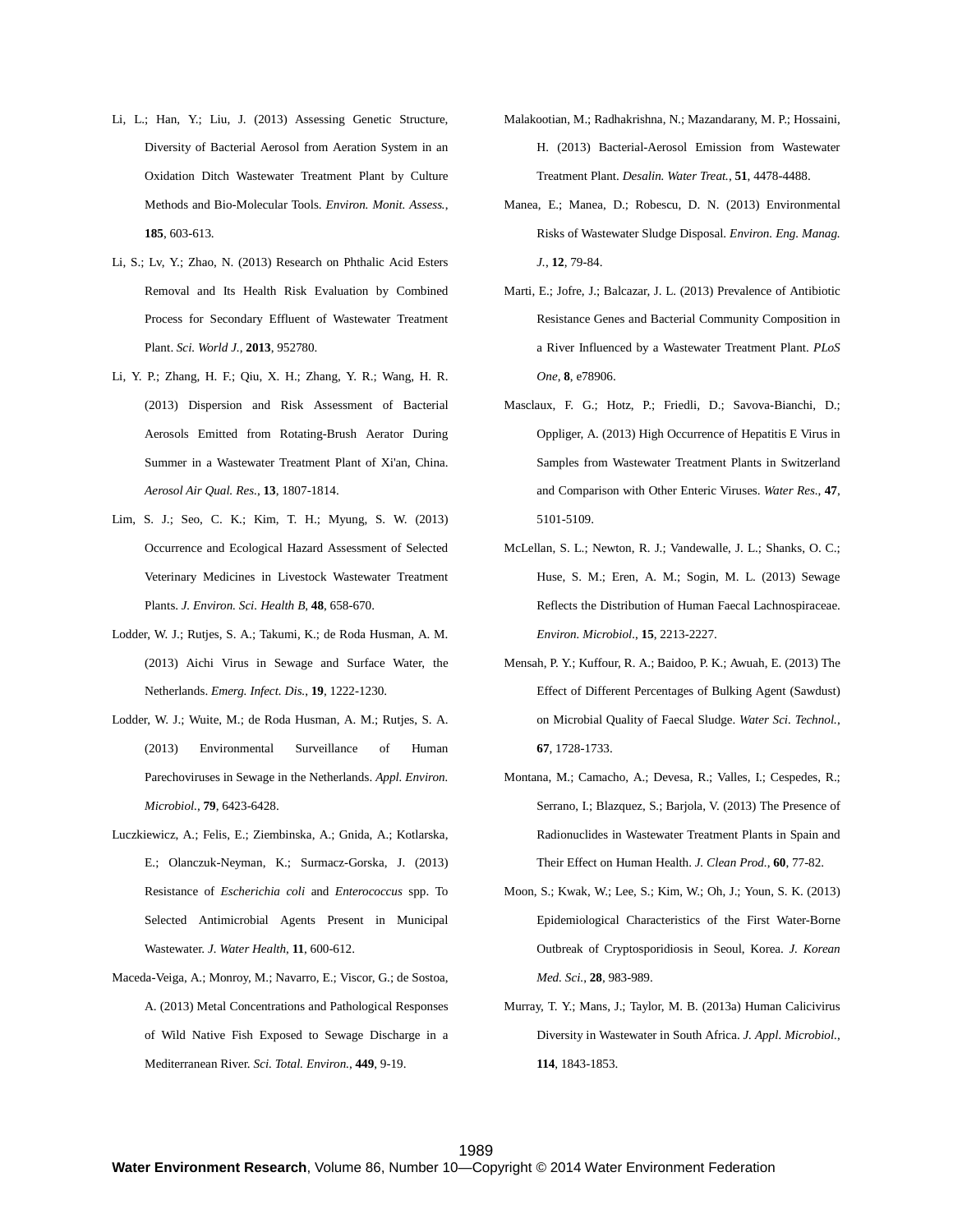Li, L.; Han, Y.; Liu, J. (2013) Assessing Genetic Structure, Diversity of Bacterial Aerosol from Aeration System in an Oxidation Ditch Wastewater Treatment Plant by Culture Methods and Bio-Molecular Tools. *Environ. Monit. Assess.*, **185**, 603-613.

Li, S.; Lv, Y.; Zhao, N. (2013) Research on Phthalic Acid Esters Removal and Its Health Risk Evaluation by Combined Process for Secondary Effluent of Wastewater Treatment Plant. *Sci. World J.*, **2013**, 952780.

Li, Y. P.; Zhang, H. F.; Qiu, X. H.; Zhang, Y. R.; Wang, H. R. (2013) Dispersion and Risk Assessment of Bacterial Aerosols Emitted from Rotating-Brush Aerator During Summer in a Wastewater Treatment Plant of Xi'an, China. *Aerosol Air Qual. Res.*, **13**, 1807-1814.

Lim, S. J.; Seo, C. K.; Kim, T. H.; Myung, S. W. (2013) Occurrence and Ecological Hazard Assessment of Selected Veterinary Medicines in Livestock Wastewater Treatment Plants. *J. Environ. Sci. Health B*, **48**, 658-670.

Lodder, W. J.; Rutjes, S. A.; Takumi, K.; de Roda Husman, A. M. (2013) Aichi Virus in Sewage and Surface Water, the Netherlands. *Emerg. Infect. Dis.*, **19**, 1222-1230.

Lodder, W. J.; Wuite, M.; de Roda Husman, A. M.; Rutjes, S. A. (2013) Environmental Surveillance of Human Parechoviruses in Sewage in the Netherlands. *Appl. Environ. Microbiol.*, **79**, 6423-6428.

Luczkiewicz, A.; Felis, E.; Ziembinska, A.; Gnida, A.; Kotlarska, E.; Olanczuk-Neyman, K.; Surmacz-Gorska, J. (2013) Resistance of *Escherichia coli* and *Enterococcus* spp. To Selected Antimicrobial Agents Present in Municipal Wastewater. *J. Water Health*, **11**, 600-612.

Maceda-Veiga, A.; Monroy, M.; Navarro, E.; Viscor, G.; de Sostoa, A. (2013) Metal Concentrations and Pathological Responses of Wild Native Fish Exposed to Sewage Discharge in a Mediterranean River. *Sci. Total. Environ.*, **449**, 9-19.

Malakootian, M.; Radhakrishna, N.; Mazandarany, M. P.; Hossaini, H. (2013) Bacterial-Aerosol Emission from Wastewater Treatment Plant. *Desalin. Water Treat.*, **51**, 4478-4488.

Manea, E.; Manea, D.; Robescu, D. N. (2013) Environmental Risks of Wastewater Sludge Disposal. *Environ. Eng. Manag. J.*, **12**, 79-84.

Marti, E.; Jofre, J.; Balcazar, J. L. (2013) Prevalence of Antibiotic Resistance Genes and Bacterial Community Composition in a River Influenced by a Wastewater Treatment Plant. *PLoS One*, **8**, e78906.

Masclaux, F. G.; Hotz, P.; Friedli, D.; Savova-Bianchi, D.; Oppliger, A. (2013) High Occurrence of Hepatitis E Virus in Samples from Wastewater Treatment Plants in Switzerland and Comparison with Other Enteric Viruses. *Water Res.*, **47**, 5101-5109.

McLellan, S. L.; Newton, R. J.; Vandewalle, J. L.; Shanks, O. C.; Huse, S. M.; Eren, A. M.; Sogin, M. L. (2013) Sewage Reflects the Distribution of Human Faecal Lachnospiraceae. *Environ. Microbiol.*, **15**, 2213-2227.

Mensah, P. Y.; Kuffour, R. A.; Baidoo, P. K.; Awuah, E. (2013) The Effect of Different Percentages of Bulking Agent (Sawdust) on Microbial Quality of Faecal Sludge. *Water Sci. Technol.*, **67**, 1728-1733.

Montana, M.; Camacho, A.; Devesa, R.; Valles, I.; Cespedes, R.; Serrano, I.; Blazquez, S.; Barjola, V. (2013) The Presence of Radionuclides in Wastewater Treatment Plants in Spain and Their Effect on Human Health. *J. Clean Prod.*, **60**, 77-82.

Moon, S.; Kwak, W.; Lee, S.; Kim, W.; Oh, J.; Youn, S. K. (2013) Epidemiological Characteristics of the First Water-Borne Outbreak of Cryptosporidiosis in Seoul, Korea. *J. Korean Med. Sci.*, **28**, 983-989.

Murray, T. Y.; Mans, J.; Taylor, M. B. (2013a) Human Calicivirus Diversity in Wastewater in South Africa. *J. Appl. Microbiol.*, **114**, 1843-1853.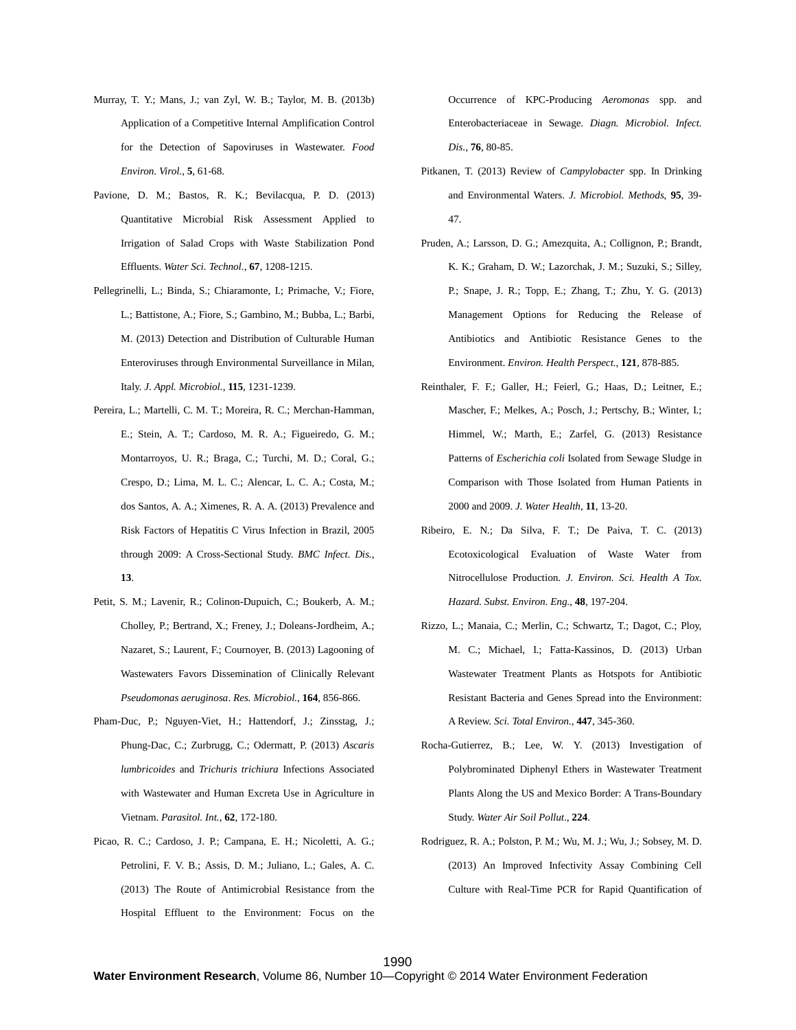Murray, T. Y.; Mans, J.; van Zyl, W. B.; Taylor, M. B. (2013b) Application of a Competitive Internal Amplification Control for the Detection of Sapoviruses in Wastewater. *Food Environ. Virol.*, **5**, 61-68.

Pavione, D. M.; Bastos, R. K.; Bevilacqua, P. D. (2013) Quantitative Microbial Risk Assessment Applied to Irrigation of Salad Crops with Waste Stabilization Pond Effluents. *Water Sci. Technol.*, **67**, 1208-1215.

Pellegrinelli, L.; Binda, S.; Chiaramonte, I.; Primache, V.; Fiore, L.; Battistone, A.; Fiore, S.; Gambino, M.; Bubba, L.; Barbi, M. (2013) Detection and Distribution of Culturable Human Enteroviruses through Environmental Surveillance in Milan, Italy. *J. Appl. Microbiol.*, **115**, 1231-1239.

Pereira, L.; Martelli, C. M. T.; Moreira, R. C.; Merchan-Hamman, E.; Stein, A. T.; Cardoso, M. R. A.; Figueiredo, G. M.; Montarroyos, U. R.; Braga, C.; Turchi, M. D.; Coral, G.; Crespo, D.; Lima, M. L. C.; Alencar, L. C. A.; Costa, M.; dos Santos, A. A.; Ximenes, R. A. A. (2013) Prevalence and Risk Factors of Hepatitis C Virus Infection in Brazil, 2005 through 2009: A Cross-Sectional Study. *BMC Infect. Dis.*, **13**.

Petit, S. M.; Lavenir, R.; Colinon-Dupuich, C.; Boukerb, A. M.; Cholley, P.; Bertrand, X.; Freney, J.; Doleans-Jordheim, A.; Nazaret, S.; Laurent, F.; Cournoyer, B. (2013) Lagooning of Wastewaters Favors Dissemination of Clinically Relevant *Pseudomonas aeruginosa*. *Res. Microbiol.*, **164**, 856-866.

Pham-Duc, P.; Nguyen-Viet, H.; Hattendorf, J.; Zinsstag, J.; Phung-Dac, C.; Zurbrugg, C.; Odermatt, P. (2013) *Ascaris lumbricoides* and *Trichuris trichiura* Infections Associated with Wastewater and Human Excreta Use in Agriculture in Vietnam. *Parasitol. Int.*, **62**, 172-180.

Picao, R. C.; Cardoso, J. P.; Campana, E. H.; Nicoletti, A. G.; Petrolini, F. V. B.; Assis, D. M.; Juliano, L.; Gales, A. C. (2013) The Route of Antimicrobial Resistance from the Hospital Effluent to the Environment: Focus on the Occurrence of KPC-Producing *Aeromonas* spp. and Enterobacteriaceae in Sewage. *Diagn. Microbiol. Infect. Dis.*, **76**, 80-85.

Pitkanen, T. (2013) Review of *Campylobacter* spp. In Drinking and Environmental Waters. *J. Microbiol. Methods*, **95**, 39-47.

Pruden, A.; Larsson, D. G.; Amezquita, A.; Collignon, P.; Brandt, K. K.; Graham, D. W.; Lazorchak, J. M.; Suzuki, S.; Silley, P.; Snape, J. R.; Topp, E.; Zhang, T.; Zhu, Y. G. (2013) Management Options for Reducing the Release of Antibiotics and Antibiotic Resistance Genes to the Environment. *Environ. Health Perspect.*, **121**, 878-885.

Reinthaler, F. F.; Galler, H.; Feierl, G.; Haas, D.; Leitner, E.; Mascher, F.; Melkes, A.; Posch, J.; Pertschy, B.; Winter, I.; Himmel, W.; Marth, E.; Zarfel, G. (2013) Resistance Patterns of *Escherichia coli* Isolated from Sewage Sludge in Comparison with Those Isolated from Human Patients in 2000 and 2009. *J. Water Health*, **11**, 13-20.

Ribeiro, E. N.; Da Silva, F. T.; De Paiva, T. C. (2013) Ecotoxicological Evaluation of Waste Water from Nitrocellulose Production. *J. Environ. Sci. Health A Tox. Hazard. Subst. Environ. Eng.*, **48**, 197-204.

Rizzo, L.; Manaia, C.; Merlin, C.; Schwartz, T.; Dagot, C.; Ploy, M. C.; Michael, I.; Fatta-Kassinos, D. (2013) Urban Wastewater Treatment Plants as Hotspots for Antibiotic Resistant Bacteria and Genes Spread into the Environment: A Review. *Sci. Total Environ.*, **447**, 345-360.

Rocha-Gutierrez, B.; Lee, W. Y. (2013) Investigation of Polybrominated Diphenyl Ethers in Wastewater Treatment Plants Along the US and Mexico Border: A Trans-Boundary Study. *Water Air Soil Pollut.*, **224**.

Rodriguez, R. A.; Polston, P. M.; Wu, M. J.; Wu, J.; Sobsey, M. D. (2013) An Improved Infectivity Assay Combining Cell Culture with Real-Time PCR for Rapid Quantification of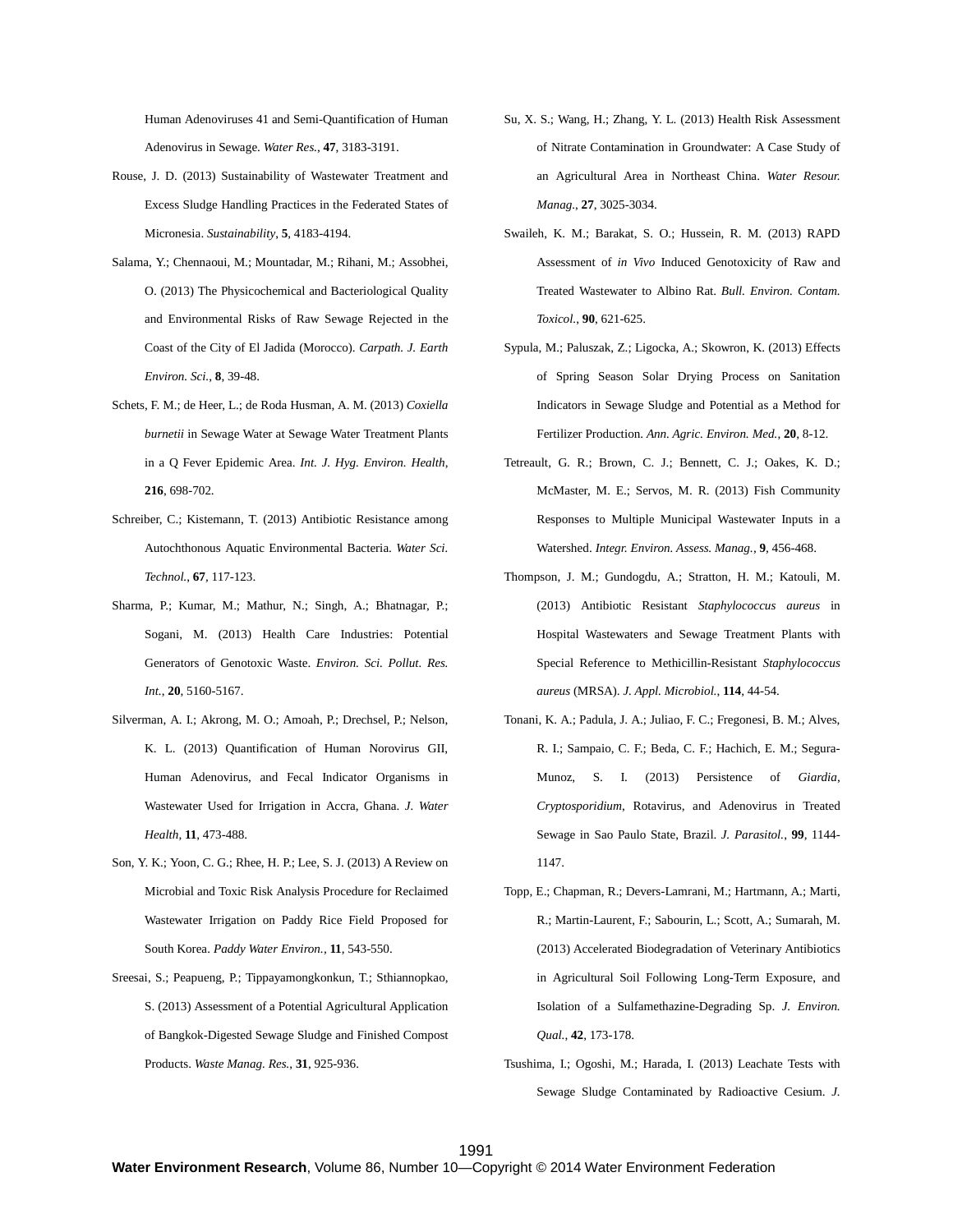Human Adenoviruses 41 and Semi-Quantification of Human Adenovirus in Sewage. *Water Res.*, **47**, 3183-3191.

Rouse, J. D. (2013) Sustainability of Wastewater Treatment and Excess Sludge Handling Practices in the Federated States of Micronesia. *Sustainability*, **5**, 4183-4194.

Salama, Y.; Chennaoui, M.; Mountadar, M.; Rihani, M.; Assobhei, O. (2013) The Physicochemical and Bacteriological Quality and Environmental Risks of Raw Sewage Rejected in the Coast of the City of El Jadida (Morocco). *Carpath. J. Earth Environ. Sci.*, **8**, 39-48.

Schets, F. M.; de Heer, L.; de Roda Husman, A. M. (2013) *Coxiella burnetii* in Sewage Water at Sewage Water Treatment Plants in a Q Fever Epidemic Area. *Int. J. Hyg. Environ. Health*, **216**, 698-702.

Schreiber, C.; Kistemann, T. (2013) Antibiotic Resistance among Autochthonous Aquatic Environmental Bacteria. *Water Sci. Technol.*, **67**, 117-123.

Sharma, P.; Kumar, M.; Mathur, N.; Singh, A.; Bhatnagar, P.; Sogani, M. (2013) Health Care Industries: Potential Generators of Genotoxic Waste. *Environ. Sci. Pollut. Res. Int.*, **20**, 5160-5167.

Silverman, A. I.; Akrong, M. O.; Amoah, P.; Drechsel, P.; Nelson, K. L. (2013) Quantification of Human Norovirus GII, Human Adenovirus, and Fecal Indicator Organisms in Wastewater Used for Irrigation in Accra, Ghana. *J. Water Health*, **11**, 473-488.

Son, Y. K.; Yoon, C. G.; Rhee, H. P.; Lee, S. J. (2013) A Review on Microbial and Toxic Risk Analysis Procedure for Reclaimed Wastewater Irrigation on Paddy Rice Field Proposed for South Korea. *Paddy Water Environ.*, **11**, 543-550.

Sreesai, S.; Peapueng, P.; Tippayamongkonkun, T.; Sthiannopkao, S. (2013) Assessment of a Potential Agricultural Application of Bangkok-Digested Sewage Sludge and Finished Compost Products. *Waste Manag. Res.*, **31**, 925-936.

Su, X. S.; Wang, H.; Zhang, Y. L. (2013) Health Risk Assessment of Nitrate Contamination in Groundwater: A Case Study of an Agricultural Area in Northeast China. *Water Resour. Manag.*, **27**, 3025-3034.

Swaileh, K. M.; Barakat, S. O.; Hussein, R. M. (2013) RAPD Assessment of *in Vivo* Induced Genotoxicity of Raw and Treated Wastewater to Albino Rat. *Bull. Environ. Contam. Toxicol.*, **90**, 621-625.

Sypula, M.; Paluszak, Z.; Ligocka, A.; Skowron, K. (2013) Effects of Spring Season Solar Drying Process on Sanitation Indicators in Sewage Sludge and Potential as a Method for Fertilizer Production. *Ann. Agric. Environ. Med.*, **20**, 8-12.

Tetreault, G. R.; Brown, C. J.; Bennett, C. J.; Oakes, K. D.; McMaster, M. E.; Servos, M. R. (2013) Fish Community Responses to Multiple Municipal Wastewater Inputs in a Watershed. *Integr. Environ. Assess. Manag.*, **9**, 456-468.

Thompson, J. M.; Gundogdu, A.; Stratton, H. M.; Katouli, M. (2013) Antibiotic Resistant *Staphylococcus aureus* in Hospital Wastewaters and Sewage Treatment Plants with Special Reference to Methicillin-Resistant *Staphylococcus aureus* (MRSA). *J. Appl. Microbiol.*, **114**, 44-54.

Tonani, K. A.; Padula, J. A.; Juliao, F. C.; Fregonesi, B. M.; Alves, R. I.; Sampaio, C. F.; Beda, C. F.; Hachich, E. M.; Segura-Munoz, S. I. (2013) Persistence of *Giardia*, *Cryptosporidium*, Rotavirus, and Adenovirus in Treated Sewage in Sao Paulo State, Brazil. *J. Parasitol.*, **99**, 1144-1147.

Topp, E.; Chapman, R.; Devers-Lamrani, M.; Hartmann, A.; Marti, R.; Martin-Laurent, F.; Sabourin, L.; Scott, A.; Sumarah, M. (2013) Accelerated Biodegradation of Veterinary Antibiotics in Agricultural Soil Following Long-Term Exposure, and Isolation of a Sulfamethazine-Degrading Sp. *J. Environ. Qual.*, **42**, 173-178.

Tsushima, I.; Ogoshi, M.; Harada, I. (2013) Leachate Tests with Sewage Sludge Contaminated by Radioactive Cesium. *J.*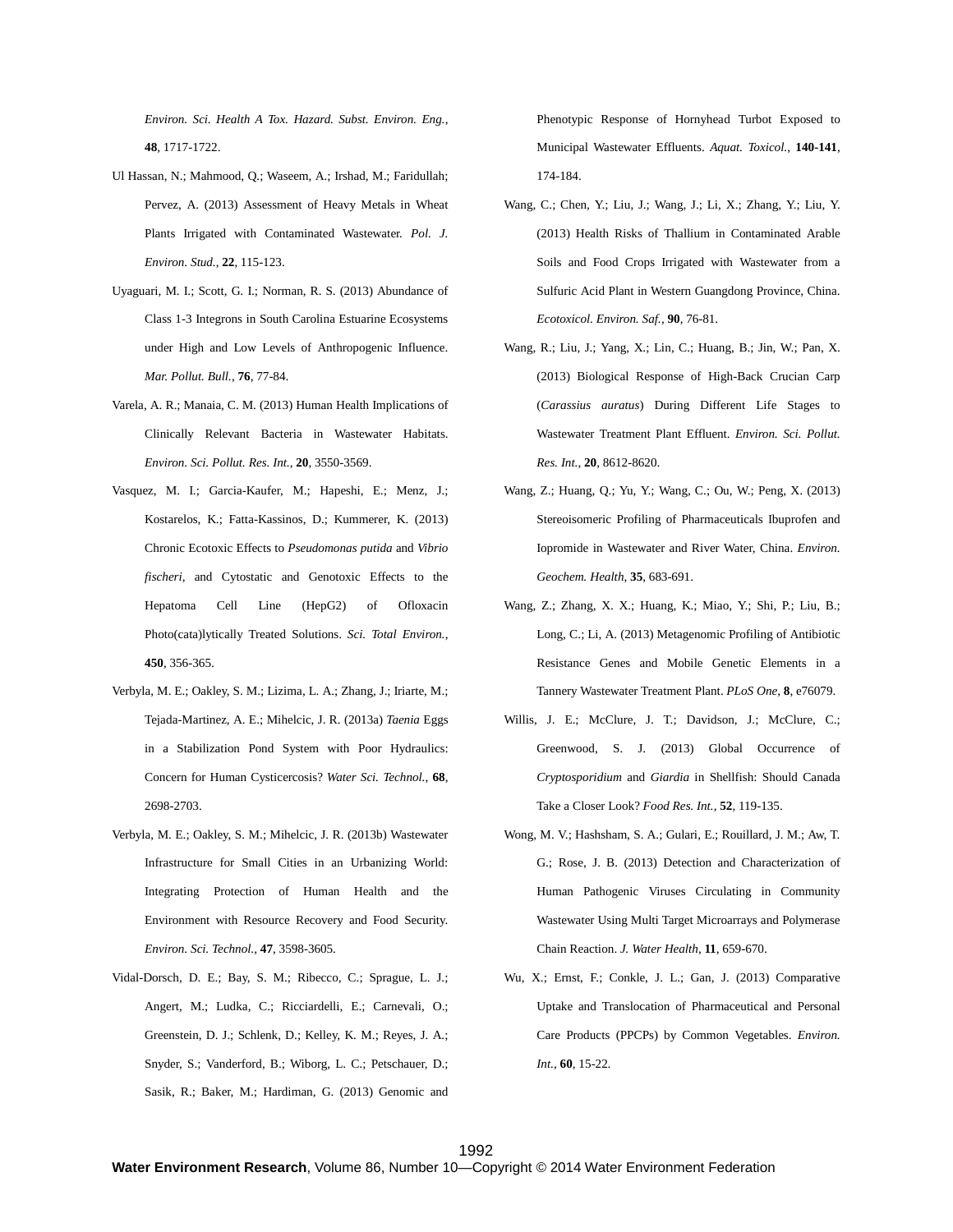*Environ. Sci. Health A Tox. Hazard. Subst. Environ. Eng.*, **48**, 1717-1722.

Ul Hassan, N.; Mahmood, Q.; Waseem, A.; Irshad, M.; Faridullah; Pervez, A. (2013) Assessment of Heavy Metals in Wheat Plants Irrigated with Contaminated Wastewater. *Pol. J. Environ. Stud.*, **22**, 115-123.

Uyaguari, M. I.; Scott, G. I.; Norman, R. S. (2013) Abundance of Class 1-3 Integrons in South Carolina Estuarine Ecosystems under High and Low Levels of Anthropogenic Influence. *Mar. Pollut. Bull.*, **76**, 77-84.

Varela, A. R.; Manaia, C. M. (2013) Human Health Implications of Clinically Relevant Bacteria in Wastewater Habitats. *Environ. Sci. Pollut. Res. Int.*, **20**, 3550-3569.

Vasquez, M. I.; Garcia-Kaufer, M.; Hapeshi, E.; Menz, J.; Kostarelos, K.; Fatta-Kassinos, D.; Kummerer, K. (2013) Chronic Ecotoxic Effects to *Pseudomonas putida* and *Vibrio fischeri*, and Cytostatic and Genotoxic Effects to the Hepatoma Cell Line (HepG2) of Ofloxacin Photo(cata)lytically Treated Solutions. *Sci. Total Environ.*, **450**, 356-365.

Verbyla, M. E.; Oakley, S. M.; Lizima, L. A.; Zhang, J.; Iriarte, M.; Tejada-Martinez, A. E.; Mihelcic, J. R. (2013a) *Taenia* Eggs in a Stabilization Pond System with Poor Hydraulics: Concern for Human Cysticercosis? *Water Sci. Technol.*, **68**, 2698-2703.

Verbyla, M. E.; Oakley, S. M.; Mihelcic, J. R. (2013b) Wastewater Infrastructure for Small Cities in an Urbanizing World: Integrating Protection of Human Health and the Environment with Resource Recovery and Food Security. *Environ. Sci. Technol.*, **47**, 3598-3605.

Vidal-Dorsch, D. E.; Bay, S. M.; Ribecco, C.; Sprague, L. J.; Angert, M.; Ludka, C.; Ricciardelli, E.; Carnevali, O.; Greenstein, D. J.; Schlenk, D.; Kelley, K. M.; Reyes, J. A.; Snyder, S.; Vanderford, B.; Wiborg, L. C.; Petschauer, D.; Sasik, R.; Baker, M.; Hardiman, G. (2013) Genomic and Phenotypic Response of Hornyhead Turbot Exposed to Municipal Wastewater Effluents. *Aquat. Toxicol.*, **140-141**, 174-184.

Wang, C.; Chen, Y.; Liu, J.; Wang, J.; Li, X.; Zhang, Y.; Liu, Y. (2013) Health Risks of Thallium in Contaminated Arable Soils and Food Crops Irrigated with Wastewater from a Sulfuric Acid Plant in Western Guangdong Province, China. *Ecotoxicol. Environ. Saf.*, **90**, 76-81.

Wang, R.; Liu, J.; Yang, X.; Lin, C.; Huang, B.; Jin, W.; Pan, X. (2013) Biological Response of High-Back Crucian Carp (*Carassius auratus*) During Different Life Stages to Wastewater Treatment Plant Effluent. *Environ. Sci. Pollut. Res. Int.*, **20**, 8612-8620.

Wang, Z.; Huang, Q.; Yu, Y.; Wang, C.; Ou, W.; Peng, X. (2013) Stereoisomeric Profiling of Pharmaceuticals Ibuprofen and Iopromide in Wastewater and River Water, China. *Environ. Geochem. Health*, **35**, 683-691.

Wang, Z.; Zhang, X. X.; Huang, K.; Miao, Y.; Shi, P.; Liu, B.; Long, C.; Li, A. (2013) Metagenomic Profiling of Antibiotic Resistance Genes and Mobile Genetic Elements in a Tannery Wastewater Treatment Plant. *PLoS One*, **8**, e76079.

Willis, J. E.; McClure, J. T.; Davidson, J.; McClure, C.; Greenwood, S. J. (2013) Global Occurrence of *Cryptosporidium* and *Giardia* in Shellfish: Should Canada Take a Closer Look? *Food Res. Int.*, **52**, 119-135.

Wong, M. V.; Hashsham, S. A.; Gulari, E.; Rouillard, J. M.; Aw, T. G.; Rose, J. B. (2013) Detection and Characterization of Human Pathogenic Viruses Circulating in Community Wastewater Using Multi Target Microarrays and Polymerase Chain Reaction. *J. Water Health*, **11**, 659-670.

Wu, X.; Ernst, F.; Conkle, J. L.; Gan, J. (2013) Comparative Uptake and Translocation of Pharmaceutical and Personal Care Products (PPCPs) by Common Vegetables. *Environ. Int.*, **60**, 15-22.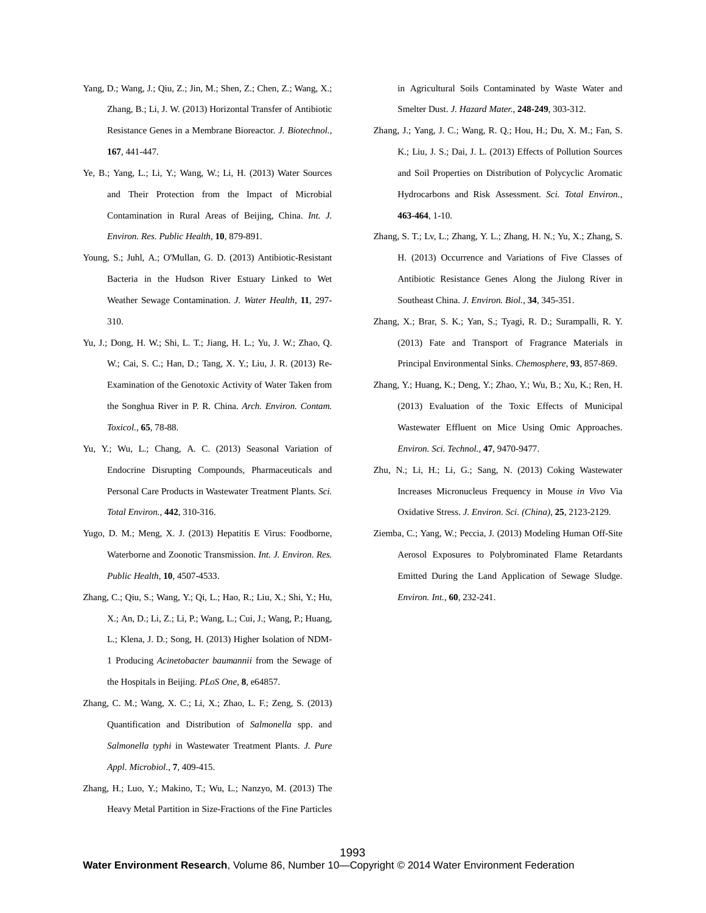Yang, D.; Wang, J.; Qiu, Z.; Jin, M.; Shen, Z.; Chen, Z.; Wang, X.; Zhang, B.; Li, J. W. (2013) Horizontal Transfer of Antibiotic Resistance Genes in a Membrane Bioreactor. *J. Biotechnol.*, **167**, 441-447.

Ye, B.; Yang, L.; Li, Y.; Wang, W.; Li, H. (2013) Water Sources and Their Protection from the Impact of Microbial Contamination in Rural Areas of Beijing, China. *Int. J. Environ. Res. Public Health*, **10**, 879-891.

Young, S.; Juhl, A.; O'Mullan, G. D. (2013) Antibiotic-Resistant Bacteria in the Hudson River Estuary Linked to Wet Weather Sewage Contamination. *J. Water Health*, **11**, 297-310.

Yu, J.; Dong, H. W.; Shi, L. T.; Jiang, H. L.; Yu, J. W.; Zhao, Q. W.; Cai, S. C.; Han, D.; Tang, X. Y.; Liu, J. R. (2013) Re-Examination of the Genotoxic Activity of Water Taken from the Songhua River in P. R. China. *Arch. Environ. Contam. Toxicol.*, **65**, 78-88.

Yu, Y.; Wu, L.; Chang, A. C. (2013) Seasonal Variation of Endocrine Disrupting Compounds, Pharmaceuticals and Personal Care Products in Wastewater Treatment Plants. *Sci. Total Environ.*, **442**, 310-316.

Yugo, D. M.; Meng, X. J. (2013) Hepatitis E Virus: Foodborne, Waterborne and Zoonotic Transmission. *Int. J. Environ. Res. Public Health*, **10**, 4507-4533.

Zhang, C.; Qiu, S.; Wang, Y.; Qi, L.; Hao, R.; Liu, X.; Shi, Y.; Hu, X.; An, D.; Li, Z.; Li, P.; Wang, L.; Cui, J.; Wang, P.; Huang, L.; Klena, J. D.; Song, H. (2013) Higher Isolation of NDM-1 Producing *Acinetobacter baumannii* from the Sewage of the Hospitals in Beijing. *PLoS One*, **8**, e64857.

Zhang, C. M.; Wang, X. C.; Li, X.; Zhao, L. F.; Zeng, S. (2013) Quantification and Distribution of *Salmonella* spp. and *Salmonella typhi* in Wastewater Treatment Plants. *J. Pure Appl. Microbiol.*, **7**, 409-415.

Zhang, H.; Luo, Y.; Makino, T.; Wu, L.; Nanzyo, M. (2013) The Heavy Metal Partition in Size-Fractions of the Fine Particles in Agricultural Soils Contaminated by Waste Water and Smelter Dust. *J. Hazard Mater.*, **248-249**, 303-312.

Zhang, J.; Yang, J. C.; Wang, R. Q.; Hou, H.; Du, X. M.; Fan, S. K.; Liu, J. S.; Dai, J. L. (2013) Effects of Pollution Sources and Soil Properties on Distribution of Polycyclic Aromatic Hydrocarbons and Risk Assessment. *Sci. Total Environ.*, **463-464**, 1-10.

Zhang, S. T.; Lv, L.; Zhang, Y. L.; Zhang, H. N.; Yu, X.; Zhang, S. H. (2013) Occurrence and Variations of Five Classes of Antibiotic Resistance Genes Along the Jiulong River in Southeast China. *J. Environ. Biol.*, **34**, 345-351.

Zhang, X.; Brar, S. K.; Yan, S.; Tyagi, R. D.; Surampalli, R. Y. (2013) Fate and Transport of Fragrance Materials in Principal Environmental Sinks. *Chemosphere*, **93**, 857-869.

Zhang, Y.; Huang, K.; Deng, Y.; Zhao, Y.; Wu, B.; Xu, K.; Ren, H. (2013) Evaluation of the Toxic Effects of Municipal Wastewater Effluent on Mice Using Omic Approaches. *Environ. Sci. Technol.*, **47**, 9470-9477.

Zhu, N.; Li, H.; Li, G.; Sang, N. (2013) Coking Wastewater Increases Micronucleus Frequency in Mouse *in Vivo* Via Oxidative Stress. *J. Environ. Sci. (China)*, **25**, 2123-2129.

Ziemba, C.; Yang, W.; Peccia, J. (2013) Modeling Human Off-Site Aerosol Exposures to Polybrominated Flame Retardants Emitted During the Land Application of Sewage Sludge. *Environ. Int.*, **60**, 232-241.